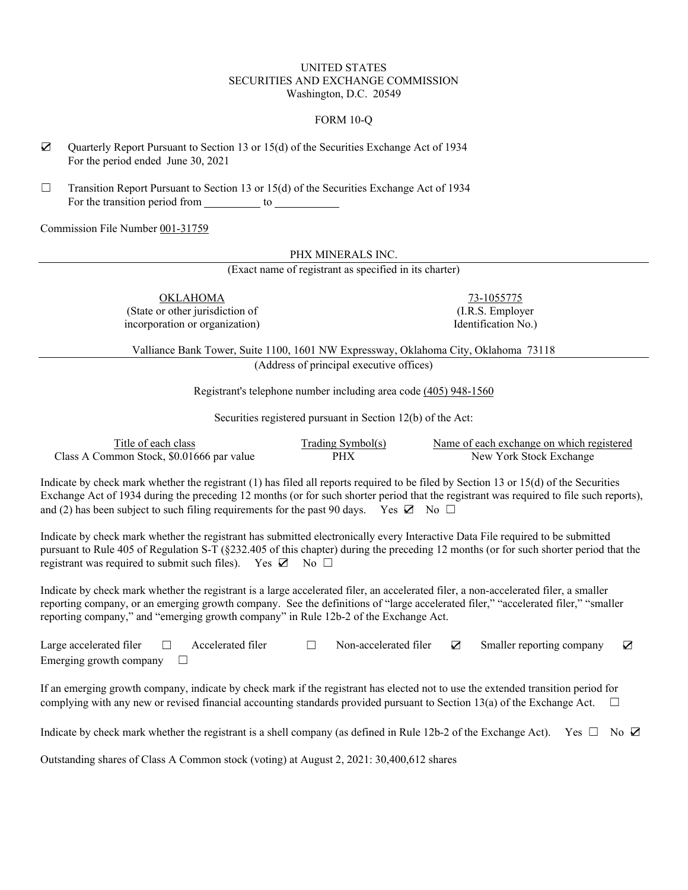UNITED STATES
SECURITIES AND EXCHANGE COMMISSION
Washington, D.C. 20549

FORM 10-Q

☑ Quarterly Report Pursuant to Section 13 or 15(d) of the Securities Exchange Act of 1934
For the period ended June 30, 2021

☐ Transition Report Pursuant to Section 13 or 15(d) of the Securities Exchange Act of 1934
For the transition period from __________ to __________

Commission File Number 001-31759

PHX MINERALS INC.
(Exact name of registrant as specified in its charter)

| OKLAHOMA | 73-1055775 |
|---|---|
| (State or other jurisdiction of incorporation or organization) | (I.R.S. Employer Identification No.) |

Valliance Bank Tower, Suite 1100, 1601 NW Expressway, Oklahoma City, Oklahoma 73118
(Address of principal executive offices)

Registrant's telephone number including area code (405) 948-1560

Securities registered pursuant in Section 12(b) of the Act:

| Title of each class | Trading Symbol(s) | Name of each exchange on which registered |
|---|---|---|
| Class A Common Stock, $0.01666 par value | PHX | New York Stock Exchange |

Indicate by check mark whether the registrant (1) has filed all reports required to be filed by Section 13 or 15(d) of the Securities Exchange Act of 1934 during the preceding 12 months (or for such shorter period that the registrant was required to file such reports), and (2) has been subject to such filing requirements for the past 90 days. Yes ☑ No ☐

Indicate by check mark whether the registrant has submitted electronically every Interactive Data File required to be submitted pursuant to Rule 405 of Regulation S-T (§232.405 of this chapter) during the preceding 12 months (or for such shorter period that the registrant was required to submit such files). Yes ☑ No ☐

Indicate by check mark whether the registrant is a large accelerated filer, an accelerated filer, a non-accelerated filer, a smaller reporting company, or an emerging growth company. See the definitions of "large accelerated filer," "accelerated filer," "smaller reporting company," and "emerging growth company" in Rule 12b-2 of the Exchange Act.

Large accelerated filer ☐ Accelerated filer ☐ Non-accelerated filer ☑ Smaller reporting company ☑
Emerging growth company ☐

If an emerging growth company, indicate by check mark if the registrant has elected not to use the extended transition period for complying with any new or revised financial accounting standards provided pursuant to Section 13(a) of the Exchange Act. ☐

Indicate by check mark whether the registrant is a shell company (as defined in Rule 12b-2 of the Exchange Act). Yes ☐ No ☑

Outstanding shares of Class A Common stock (voting) at August 2, 2021: 30,400,612 shares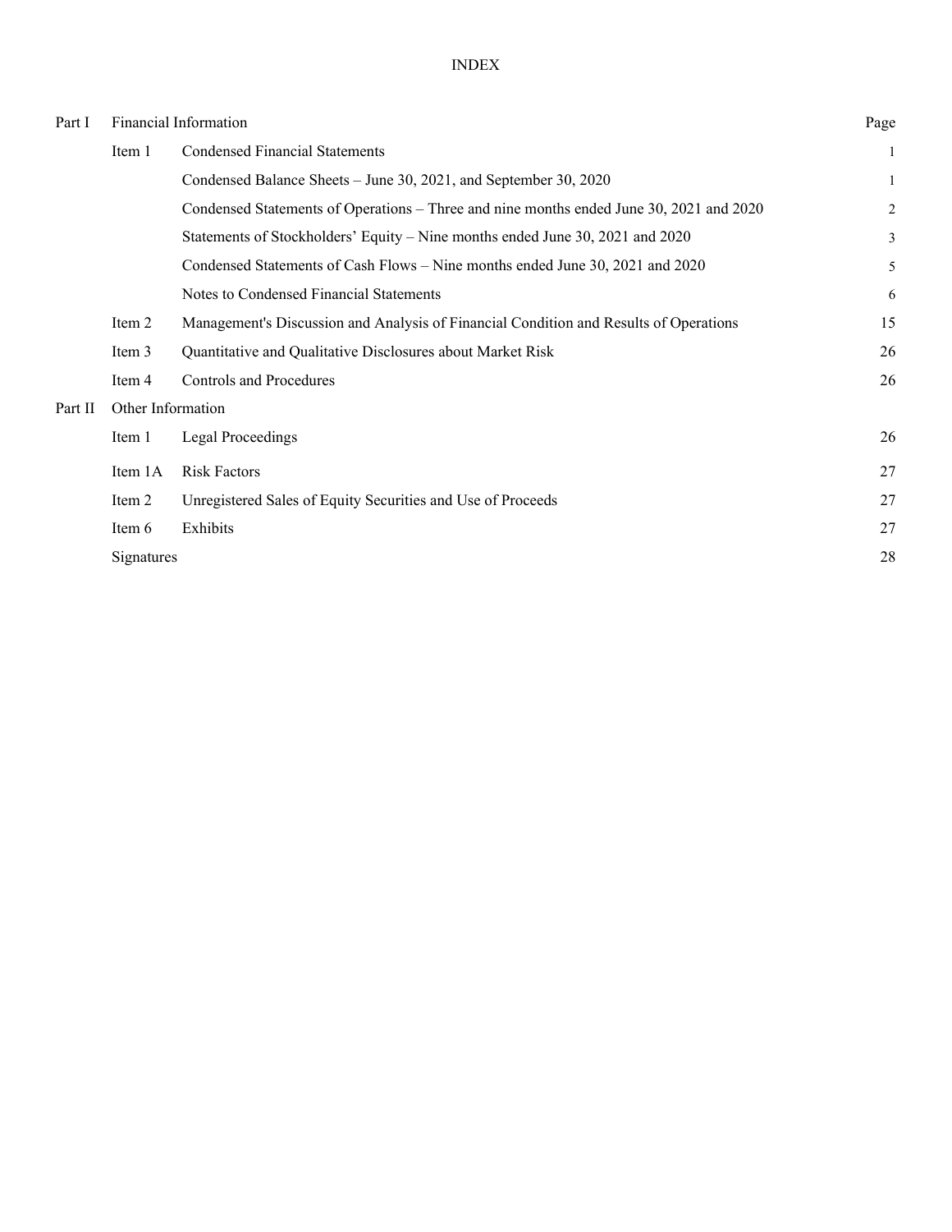# INDEX

| | | | Page |
|---|---|---|---|
| Part I | Financial Information | | |
| | Item 1 | Condensed Financial Statements | 1 |
| | | Condensed Balance Sheets – June 30, 2021, and September 30, 2020 | 1 |
| | | Condensed Statements of Operations – Three and nine months ended June 30, 2021 and 2020 | 2 |
| | | Statements of Stockholders' Equity – Nine months ended June 30, 2021 and 2020 | 3 |
| | | Condensed Statements of Cash Flows – Nine months ended June 30, 2021 and 2020 | 5 |
| | | Notes to Condensed Financial Statements | 6 |
| | Item 2 | Management's Discussion and Analysis of Financial Condition and Results of Operations | 15 |
| | Item 3 | Quantitative and Qualitative Disclosures about Market Risk | 26 |
| | Item 4 | Controls and Procedures | 26 |
| Part II | Other Information | | |
| | Item 1 | Legal Proceedings | 26 |
| | Item 1A | Risk Factors | 27 |
| | Item 2 | Unregistered Sales of Equity Securities and Use of Proceeds | 27 |
| | Item 6 | Exhibits | 27 |
| | Signatures | | 28 |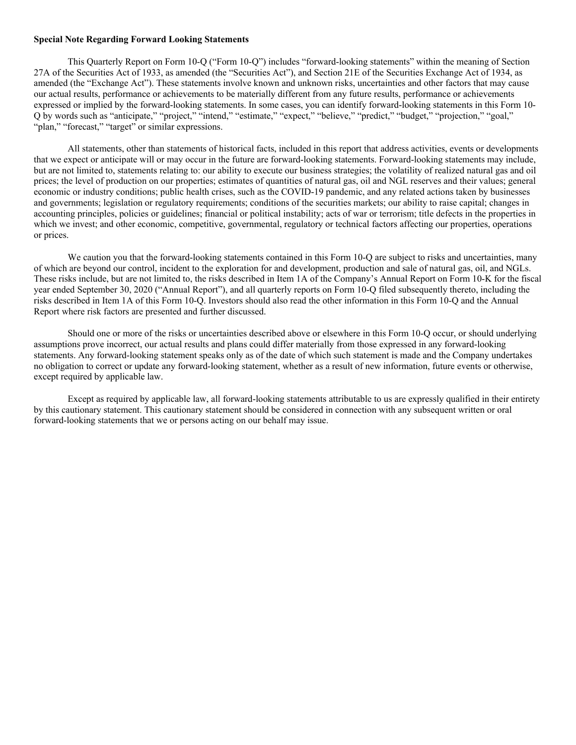**Special Note Regarding Forward Looking Statements**

This Quarterly Report on Form 10-Q ("Form 10-Q") includes "forward-looking statements" within the meaning of Section 27A of the Securities Act of 1933, as amended (the "Securities Act"), and Section 21E of the Securities Exchange Act of 1934, as amended (the "Exchange Act"). These statements involve known and unknown risks, uncertainties and other factors that may cause our actual results, performance or achievements to be materially different from any future results, performance or achievements expressed or implied by the forward-looking statements. In some cases, you can identify forward-looking statements in this Form 10-Q by words such as "anticipate," "project," "intend," "estimate," "expect," "believe," "predict," "budget," "projection," "goal," "plan," "forecast," "target" or similar expressions.

All statements, other than statements of historical facts, included in this report that address activities, events or developments that we expect or anticipate will or may occur in the future are forward-looking statements. Forward-looking statements may include, but are not limited to, statements relating to: our ability to execute our business strategies; the volatility of realized natural gas and oil prices; the level of production on our properties; estimates of quantities of natural gas, oil and NGL reserves and their values; general economic or industry conditions; public health crises, such as the COVID-19 pandemic, and any related actions taken by businesses and governments; legislation or regulatory requirements; conditions of the securities markets; our ability to raise capital; changes in accounting principles, policies or guidelines; financial or political instability; acts of war or terrorism; title defects in the properties in which we invest; and other economic, competitive, governmental, regulatory or technical factors affecting our properties, operations or prices.

We caution you that the forward-looking statements contained in this Form 10-Q are subject to risks and uncertainties, many of which are beyond our control, incident to the exploration for and development, production and sale of natural gas, oil, and NGLs. These risks include, but are not limited to, the risks described in Item 1A of the Company's Annual Report on Form 10-K for the fiscal year ended September 30, 2020 ("Annual Report"), and all quarterly reports on Form 10-Q filed subsequently thereto, including the risks described in Item 1A of this Form 10-Q. Investors should also read the other information in this Form 10-Q and the Annual Report where risk factors are presented and further discussed.

Should one or more of the risks or uncertainties described above or elsewhere in this Form 10-Q occur, or should underlying assumptions prove incorrect, our actual results and plans could differ materially from those expressed in any forward-looking statements. Any forward-looking statement speaks only as of the date of which such statement is made and the Company undertakes no obligation to correct or update any forward-looking statement, whether as a result of new information, future events or otherwise, except required by applicable law.

Except as required by applicable law, all forward-looking statements attributable to us are expressly qualified in their entirety by this cautionary statement. This cautionary statement should be considered in connection with any subsequent written or oral forward-looking statements that we or persons acting on our behalf may issue.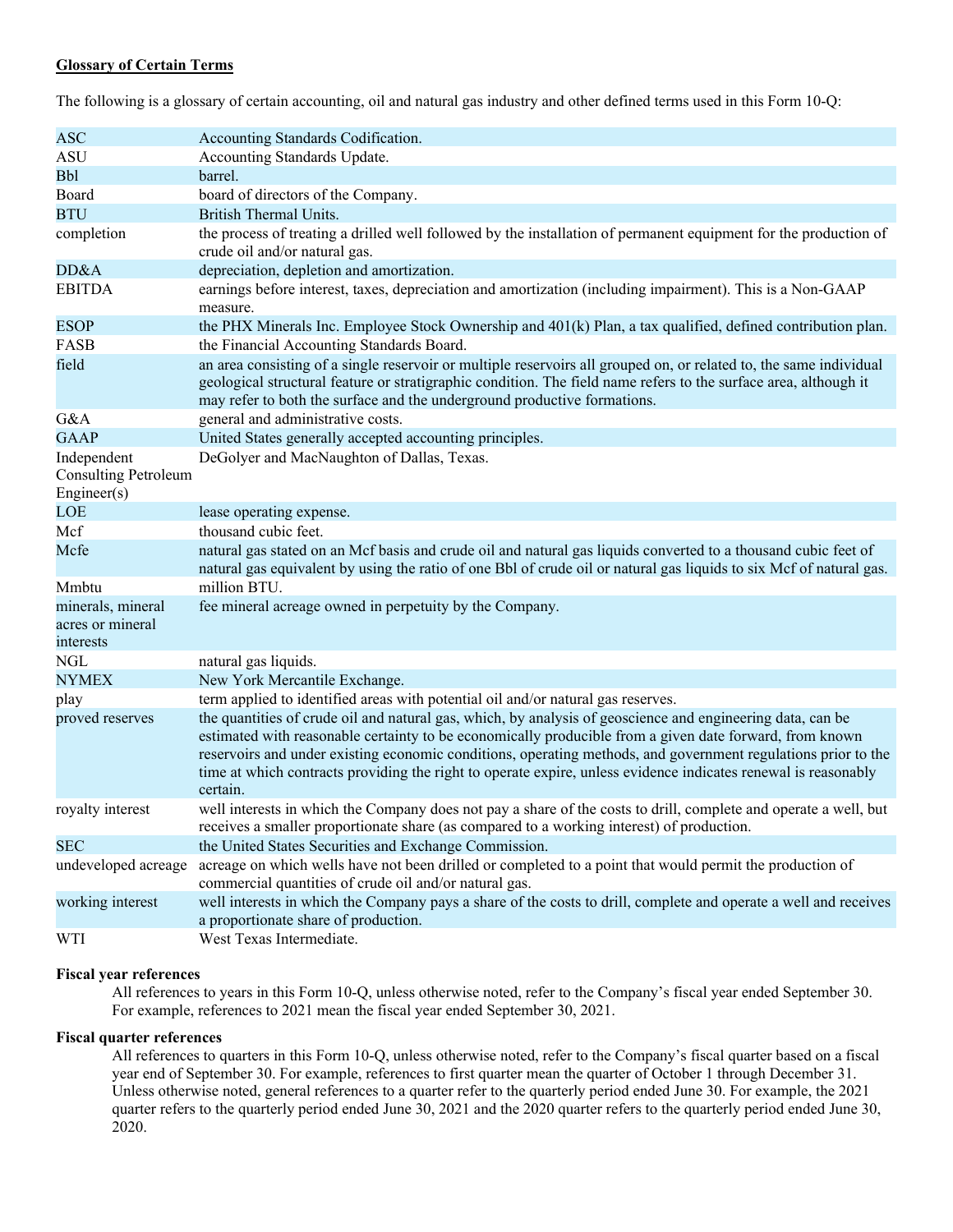**Glossary of Certain Terms**

The following is a glossary of certain accounting, oil and natural gas industry and other defined terms used in this Form 10-Q:

| Term | Definition |
| --- | --- |
| ASC | Accounting Standards Codification. |
| ASU | Accounting Standards Update. |
| Bbl | barrel. |
| Board | board of directors of the Company. |
| BTU | British Thermal Units. |
| completion | the process of treating a drilled well followed by the installation of permanent equipment for the production of crude oil and/or natural gas. |
| DD&A | depreciation, depletion and amortization. |
| EBITDA | earnings before interest, taxes, depreciation and amortization (including impairment). This is a Non-GAAP measure. |
| ESOP | the PHX Minerals Inc. Employee Stock Ownership and 401(k) Plan, a tax qualified, defined contribution plan. |
| FASB | the Financial Accounting Standards Board. |
| field | an area consisting of a single reservoir or multiple reservoirs all grouped on, or related to, the same individual geological structural feature or stratigraphic condition. The field name refers to the surface area, although it may refer to both the surface and the underground productive formations. |
| G&A | general and administrative costs. |
| GAAP | United States generally accepted accounting principles. |
| Independent Consulting Petroleum Engineer(s) | DeGolyer and MacNaughton of Dallas, Texas. |
| LOE | lease operating expense. |
| Mcf | thousand cubic feet. |
| Mcfe | natural gas stated on an Mcf basis and crude oil and natural gas liquids converted to a thousand cubic feet of natural gas equivalent by using the ratio of one Bbl of crude oil or natural gas liquids to six Mcf of natural gas. |
| Mmbtu | million BTU. |
| minerals, mineral acres or mineral interests | fee mineral acreage owned in perpetuity by the Company. |
| NGL | natural gas liquids. |
| NYMEX | New York Mercantile Exchange. |
| play | term applied to identified areas with potential oil and/or natural gas reserves. |
| proved reserves | the quantities of crude oil and natural gas, which, by analysis of geoscience and engineering data, can be estimated with reasonable certainty to be economically producible from a given date forward, from known reservoirs and under existing economic conditions, operating methods, and government regulations prior to the time at which contracts providing the right to operate expire, unless evidence indicates renewal is reasonably certain. |
| royalty interest | well interests in which the Company does not pay a share of the costs to drill, complete and operate a well, but receives a smaller proportionate share (as compared to a working interest) of production. |
| SEC | the United States Securities and Exchange Commission. |
| undeveloped acreage | acreage on which wells have not been drilled or completed to a point that would permit the production of commercial quantities of crude oil and/or natural gas. |
| working interest | well interests in which the Company pays a share of the costs to drill, complete and operate a well and receives a proportionate share of production. |
| WTI | West Texas Intermediate. |

**Fiscal year references**

All references to years in this Form 10-Q, unless otherwise noted, refer to the Company's fiscal year ended September 30. For example, references to 2021 mean the fiscal year ended September 30, 2021.

**Fiscal quarter references**

All references to quarters in this Form 10-Q, unless otherwise noted, refer to the Company's fiscal quarter based on a fiscal year end of September 30. For example, references to first quarter mean the quarter of October 1 through December 31. Unless otherwise noted, general references to a quarter refer to the quarterly period ended June 30. For example, the 2021 quarter refers to the quarterly period ended June 30, 2021 and the 2020 quarter refers to the quarterly period ended June 30, 2020.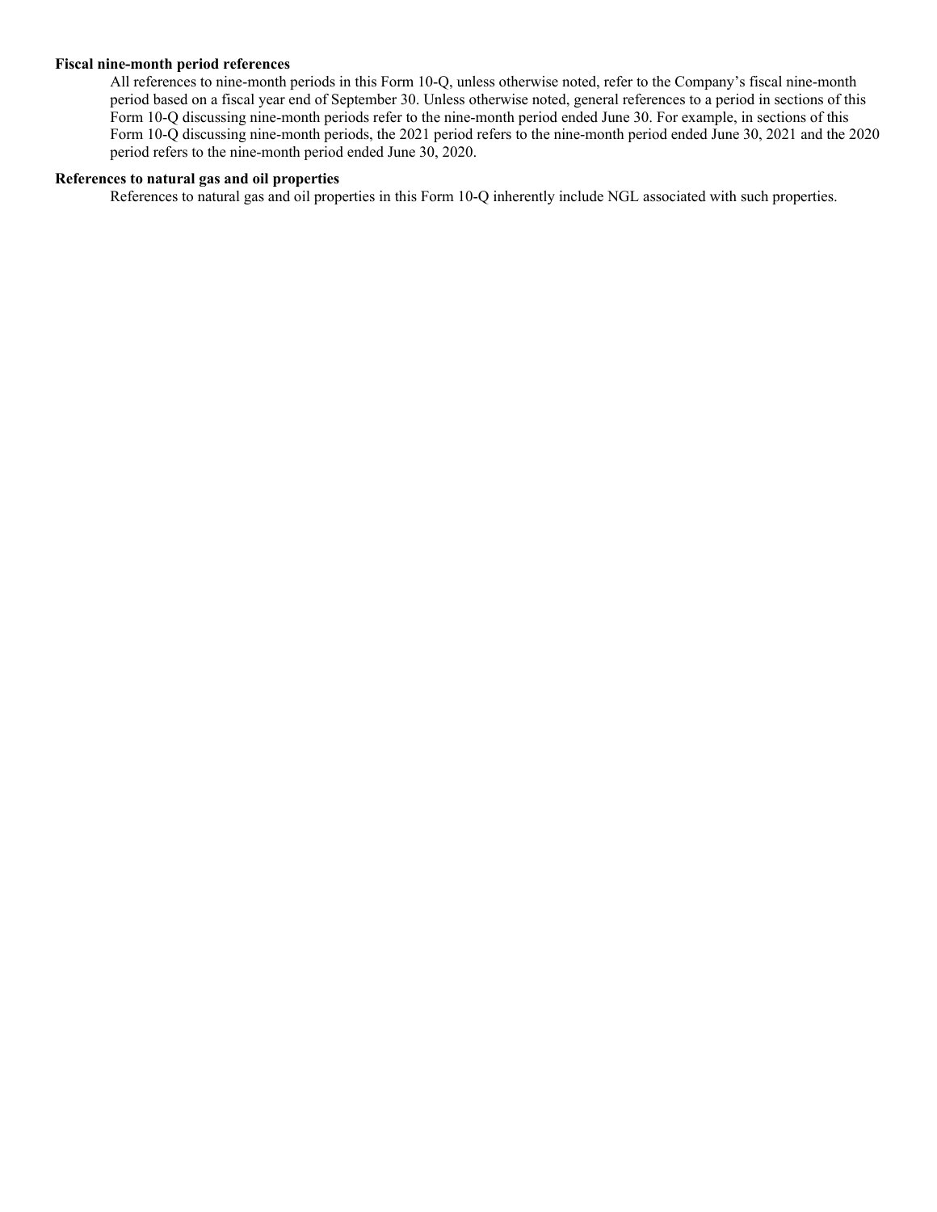**Fiscal nine-month period references**

All references to nine-month periods in this Form 10-Q, unless otherwise noted, refer to the Company's fiscal nine-month period based on a fiscal year end of September 30. Unless otherwise noted, general references to a period in sections of this Form 10-Q discussing nine-month periods refer to the nine-month period ended June 30. For example, in sections of this Form 10-Q discussing nine-month periods, the 2021 period refers to the nine-month period ended June 30, 2021 and the 2020 period refers to the nine-month period ended June 30, 2020.

**References to natural gas and oil properties**

References to natural gas and oil properties in this Form 10-Q inherently include NGL associated with such properties.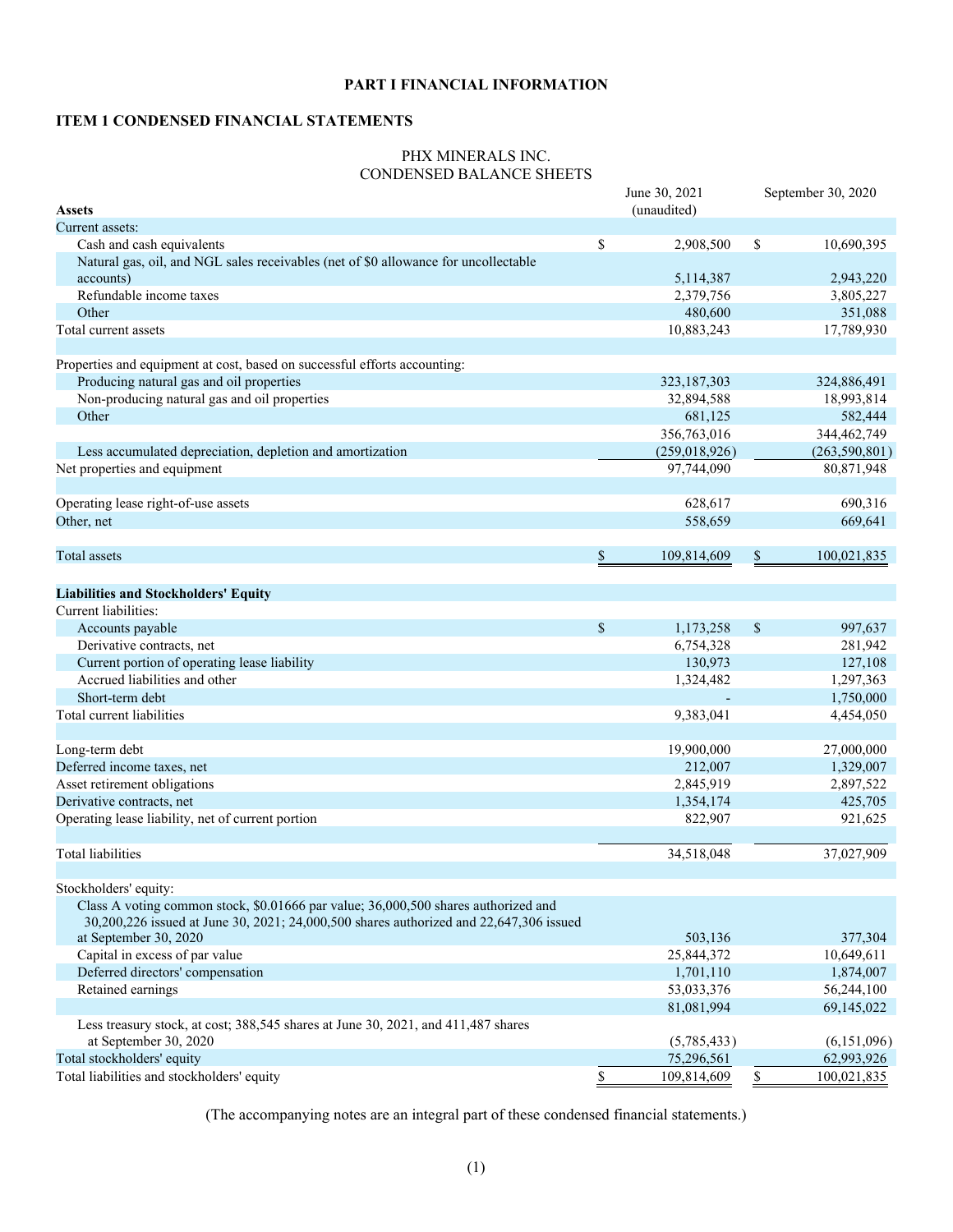# PART I FINANCIAL INFORMATION

## ITEM 1 CONDENSED FINANCIAL STATEMENTS

### PHX MINERALS INC.
### CONDENSED BALANCE SHEETS

| Assets | June 30, 2021 (unaudited) | September 30, 2020 |
|---|---|---|
| Current assets: | | |
| Cash and cash equivalents | $ 2,908,500 | $ 10,690,395 |
| Natural gas, oil, and NGL sales receivables (net of $0 allowance for uncollectable accounts) | 5,114,387 | 2,943,220 |
| Refundable income taxes | 2,379,756 | 3,805,227 |
| Other | 480,600 | 351,088 |
| Total current assets | 10,883,243 | 17,789,930 |
| | | |
| Properties and equipment at cost, based on successful efforts accounting: | | |
| Producing natural gas and oil properties | 323,187,303 | 324,886,491 |
| Non-producing natural gas and oil properties | 32,894,588 | 18,993,814 |
| Other | 681,125 | 582,444 |
| | 356,763,016 | 344,462,749 |
| Less accumulated depreciation, depletion and amortization | (259,018,926) | (263,590,801) |
| Net properties and equipment | 97,744,090 | 80,871,948 |
| | | |
| Operating lease right-of-use assets | 628,617 | 690,316 |
| Other, net | 558,659 | 669,641 |
| | | |
| Total assets | $ 109,814,609 | $ 100,021,835 |
| | | |
| **Liabilities and Stockholders' Equity** | | |
| Current liabilities: | | |
| Accounts payable | $ 1,173,258 | $ 997,637 |
| Derivative contracts, net | 6,754,328 | 281,942 |
| Current portion of operating lease liability | 130,973 | 127,108 |
| Accrued liabilities and other | 1,324,482 | 1,297,363 |
| Short-term debt | - | 1,750,000 |
| Total current liabilities | 9,383,041 | 4,454,050 |
| | | |
| Long-term debt | 19,900,000 | 27,000,000 |
| Deferred income taxes, net | 212,007 | 1,329,007 |
| Asset retirement obligations | 2,845,919 | 2,897,522 |
| Derivative contracts, net | 1,354,174 | 425,705 |
| Operating lease liability, net of current portion | 822,907 | 921,625 |
| | | |
| Total liabilities | 34,518,048 | 37,027,909 |
| | | |
| Stockholders' equity: | | |
| Class A voting common stock, $0.01666 par value; 36,000,500 shares authorized and 30,200,226 issued at June 30, 2021; 24,000,500 shares authorized and 22,647,306 issued at September 30, 2020 | 503,136 | 377,304 |
| Capital in excess of par value | 25,844,372 | 10,649,611 |
| Deferred directors' compensation | 1,701,110 | 1,874,007 |
| Retained earnings | 53,033,376 | 56,244,100 |
| | 81,081,994 | 69,145,022 |
| Less treasury stock, at cost; 388,545 shares at June 30, 2021, and 411,487 shares at September 30, 2020 | (5,785,433) | (6,151,096) |
| Total stockholders' equity | 75,296,561 | 62,993,926 |
| Total liabilities and stockholders' equity | $ 109,814,609 | $ 100,021,835 |

(The accompanying notes are an integral part of these condensed financial statements.)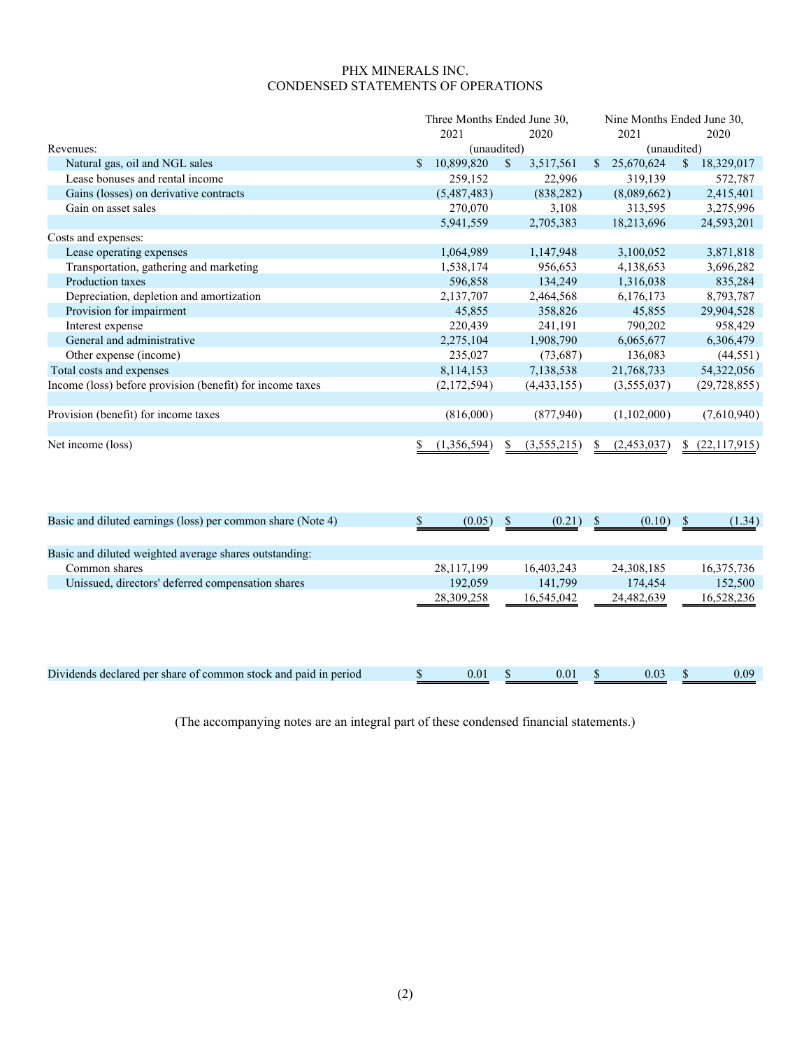# PHX MINERALS INC.
## CONDENSED STATEMENTS OF OPERATIONS

| | Three Months Ended June 30, | | Nine Months Ended June 30, | |
|---|---|---|---|---|
| | 2021 | 2020 | 2021 | 2020 |
| Revenues: | (unaudited) | | (unaudited) | |
| Natural gas, oil and NGL sales | $ 10,899,820 | $ 3,517,561 | $ 25,670,624 | $ 18,329,017 |
| Lease bonuses and rental income | 259,152 | 22,996 | 319,139 | 572,787 |
| Gains (losses) on derivative contracts | (5,487,483) | (838,282) | (8,089,662) | 2,415,401 |
| Gain on asset sales | 270,070 | 3,108 | 313,595 | 3,275,996 |
| | 5,941,559 | 2,705,383 | 18,213,696 | 24,593,201 |
| Costs and expenses: | | | | |
| Lease operating expenses | 1,064,989 | 1,147,948 | 3,100,052 | 3,871,818 |
| Transportation, gathering and marketing | 1,538,174 | 956,653 | 4,138,653 | 3,696,282 |
| Production taxes | 596,858 | 134,249 | 1,316,038 | 835,284 |
| Depreciation, depletion and amortization | 2,137,707 | 2,464,568 | 6,176,173 | 8,793,787 |
| Provision for impairment | 45,855 | 358,826 | 45,855 | 29,904,528 |
| Interest expense | 220,439 | 241,191 | 790,202 | 958,429 |
| General and administrative | 2,275,104 | 1,908,790 | 6,065,677 | 6,306,479 |
| Other expense (income) | 235,027 | (73,687) | 136,083 | (44,551) |
| Total costs and expenses | 8,114,153 | 7,138,538 | 21,768,733 | 54,322,056 |
| Income (loss) before provision (benefit) for income taxes | (2,172,594) | (4,433,155) | (3,555,037) | (29,728,855) |
| Provision (benefit) for income taxes | (816,000) | (877,940) | (1,102,000) | (7,610,940) |
| Net income (loss) | $ (1,356,594) | $ (3,555,215) | $ (2,453,037) | $ (22,117,915) |
| Basic and diluted earnings (loss) per common share (Note 4) | $ (0.05) | $ (0.21) | $ (0.10) | $ (1.34) |
| Basic and diluted weighted average shares outstanding: | | | | |
| Common shares | 28,117,199 | 16,403,243 | 24,308,185 | 16,375,736 |
| Unissued, directors' deferred compensation shares | 192,059 | 141,799 | 174,454 | 152,500 |
| | 28,309,258 | 16,545,042 | 24,482,639 | 16,528,236 |
| Dividends declared per share of common stock and paid in period | $ 0.01 | $ 0.01 | $ 0.03 | $ 0.09 |

(The accompanying notes are an integral part of these condensed financial statements.)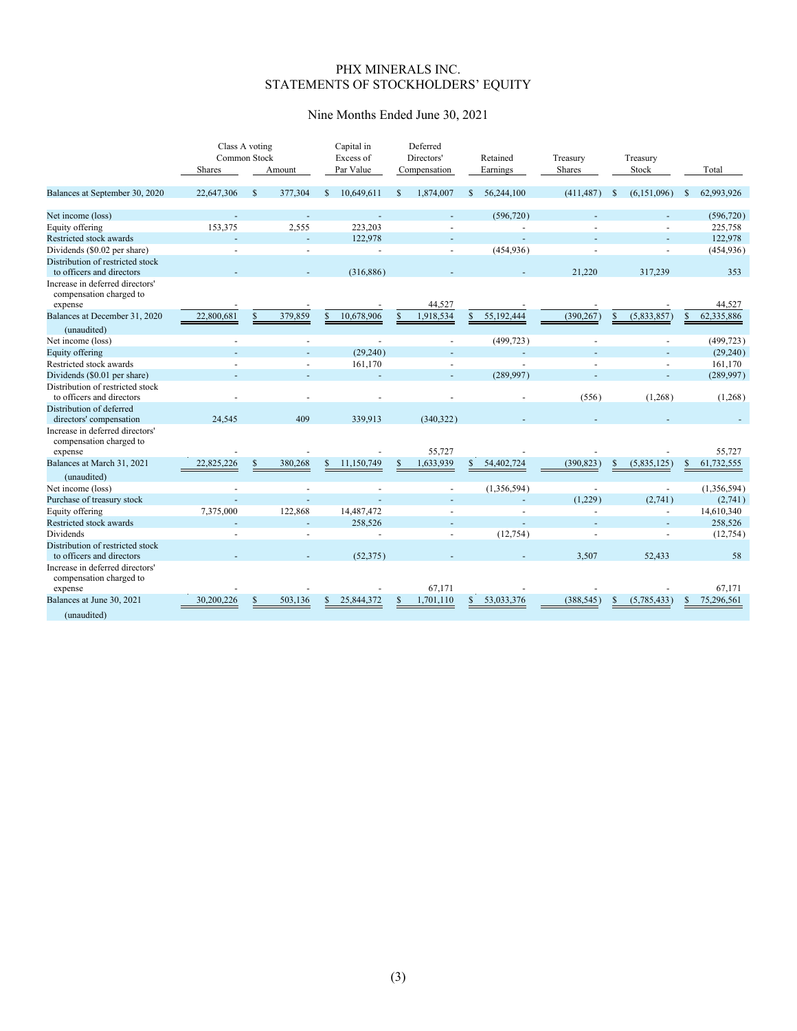# PHX MINERALS INC.
## STATEMENTS OF STOCKHOLDERS' EQUITY

### Nine Months Ended June 30, 2021

| | Class A voting Common Stock | | Capital in Excess of | Deferred Directors' | Retained | Treasury | Treasury | |
|---|---|---|---|---|---|---|---|---|
| | Shares | Amount | Par Value | Compensation | Earnings | Shares | Stock | Total |
| Balances at September 30, 2020 | 22,647,306 | $ 377,304 | $ 10,649,611 | $ 1,874,007 | $ 56,244,100 | (411,487) | $ (6,151,096) | $ 62,993,926 |
| Net income (loss) | - | - | - | - | (596,720) | - | - | (596,720) |
| Equity offering | 153,375 | 2,555 | 223,203 | - | - | - | - | 225,758 |
| Restricted stock awards | - | - | 122,978 | - | - | - | - | 122,978 |
| Dividends ($0.02 per share) | - | - | - | - | (454,936) | - | - | (454,936) |
| Distribution of restricted stock to officers and directors | - | - | (316,886) | - | - | 21,220 | 317,239 | 353 |
| Increase in deferred directors' compensation charged to expense | - | - | - | 44,527 | - | - | - | 44,527 |
| Balances at December 31, 2020 (unaudited) | 22,800,681 | $ 379,859 | $ 10,678,906 | $ 1,918,534 | $ 55,192,444 | (390,267) | $ (5,833,857) | $ 62,335,886 |
| Net income (loss) | - | - | - | - | (499,723) | - | - | (499,723) |
| Equity offering | - | - | (29,240) | - | - | - | - | (29,240) |
| Restricted stock awards | - | - | 161,170 | - | - | - | - | 161,170 |
| Dividends ($0.01 per share) | - | - | - | - | (289,997) | - | - | (289,997) |
| Distribution of restricted stock to officers and directors | - | - | - | - | - | (556) | (1,268) | (1,268) |
| Distribution of deferred directors' compensation | 24,545 | 409 | 339,913 | (340,322) | - | - | - | - |
| Increase in deferred directors' compensation charged to expense | - | - | - | 55,727 | - | - | - | 55,727 |
| Balances at March 31, 2021 (unaudited) | 22,825,226 | $ 380,268 | $ 11,150,749 | $ 1,633,939 | $ 54,402,724 | (390,823) | $ (5,835,125) | $ 61,732,555 |
| Net income (loss) | - | - | - | - | (1,356,594) | - | - | (1,356,594) |
| Purchase of treasury stock | - | - | - | - | - | (1,229) | (2,741) | (2,741) |
| Equity offering | 7,375,000 | 122,868 | 14,487,472 | - | - | - | - | 14,610,340 |
| Restricted stock awards | - | - | 258,526 | - | - | - | - | 258,526 |
| Dividends | - | - | - | - | (12,754) | - | - | (12,754) |
| Distribution of restricted stock to officers and directors | - | - | (52,375) | - | - | 3,507 | 52,433 | 58 |
| Increase in deferred directors' compensation charged to expense | - | - | - | 67,171 | - | - | - | 67,171 |
| Balances at June 30, 2021 (unaudited) | 30,200,226 | $ 503,136 | $ 25,844,372 | $ 1,701,110 | $ 53,033,376 | (388,545) | $ (5,785,433) | $ 75,296,561 |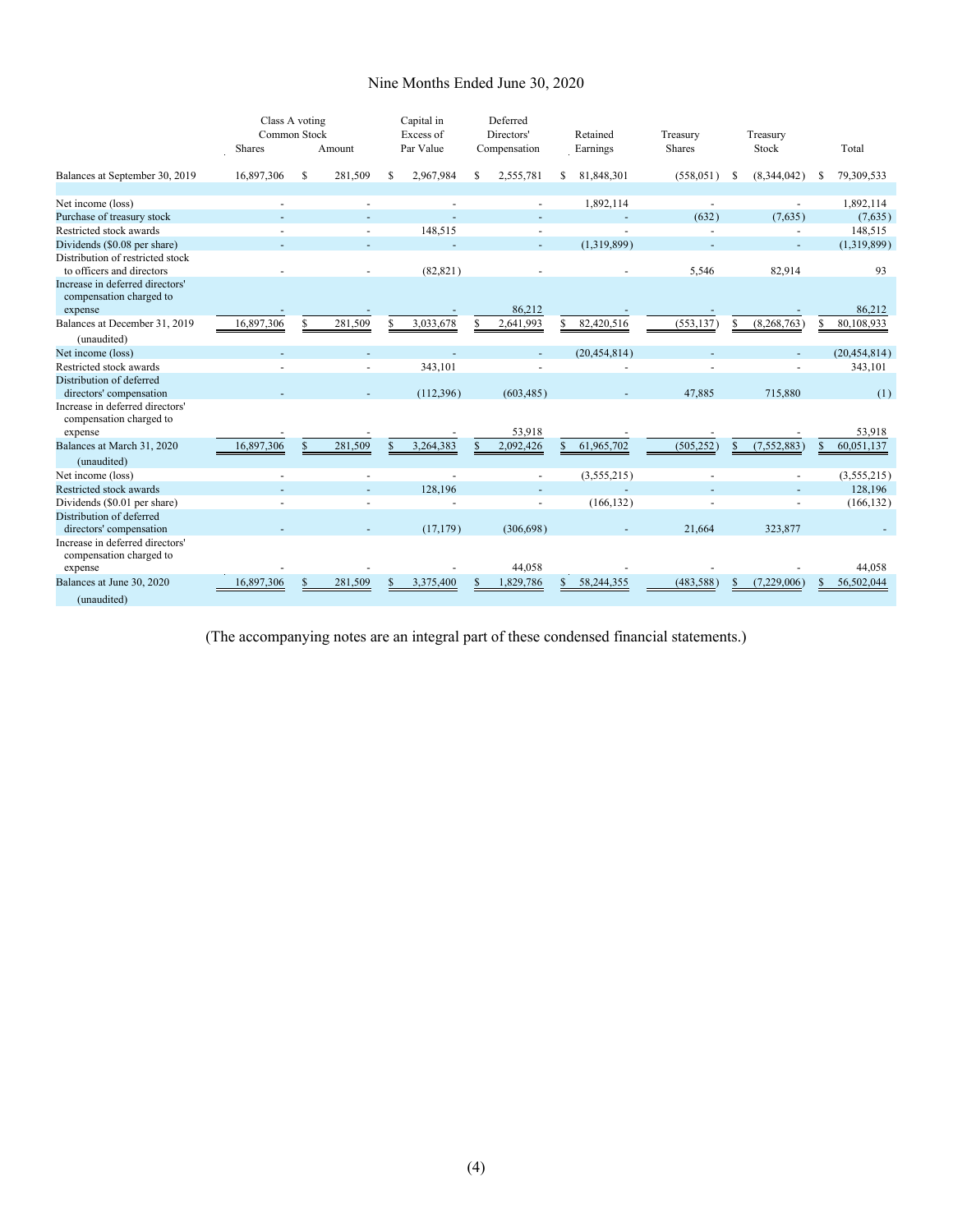## Nine Months Ended June 30, 2020

| | Class A voting Common Stock Shares | Class A voting Common Stock Amount | Capital in Excess of Par Value | Deferred Directors' Compensation | Retained Earnings | Treasury Shares | Treasury Stock | Total |
|---|---|---|---|---|---|---|---|---|
| Balances at September 30, 2019 | 16,897,306 | $ 281,509 | $ 2,967,984 | $ 2,555,781 | $ 81,848,301 | (558,051) | $ (8,344,042) | $ 79,309,533 |
| Net income (loss) | - | - | - | - | 1,892,114 | - | - | 1,892,114 |
| Purchase of treasury stock | - | - | - | - | - | (632) | (7,635) | (7,635) |
| Restricted stock awards | - | - | 148,515 | - | - | - | - | 148,515 |
| Dividends ($0.08 per share) | - | - | - | - | (1,319,899) | - | - | (1,319,899) |
| Distribution of restricted stock to officers and directors | - | - | (82,821) | - | - | 5,546 | 82,914 | 93 |
| Increase in deferred directors' compensation charged to expense | - | - | - | 86,212 | - | - | - | 86,212 |
| Balances at December 31, 2019 (unaudited) | 16,897,306 | $ 281,509 | $ 3,033,678 | $ 2,641,993 | $ 82,420,516 | (553,137) | $ (8,268,763) | $ 80,108,933 |
| Net income (loss) | - | - | - | - | (20,454,814) | - | - | (20,454,814) |
| Restricted stock awards | - | - | 343,101 | - | - | - | - | 343,101 |
| Distribution of deferred directors' compensation | - | - | (112,396) | (603,485) | - | 47,885 | 715,880 | (1) |
| Increase in deferred directors' compensation charged to expense | - | - | - | 53,918 | - | - | - | 53,918 |
| Balances at March 31, 2020 (unaudited) | 16,897,306 | $ 281,509 | $ 3,264,383 | $ 2,092,426 | $ 61,965,702 | (505,252) | $ (7,552,883) | $ 60,051,137 |
| Net income (loss) | - | - | - | - | (3,555,215) | - | - | (3,555,215) |
| Restricted stock awards | - | - | 128,196 | - | - | - | - | 128,196 |
| Dividends ($0.01 per share) | - | - | - | - | (166,132) | - | - | (166,132) |
| Distribution of deferred directors' compensation | - | - | (17,179) | (306,698) | - | 21,664 | 323,877 | - |
| Increase in deferred directors' compensation charged to expense | - | - | - | 44,058 | - | - | - | 44,058 |
| Balances at June 30, 2020 (unaudited) | 16,897,306 | $ 281,509 | $ 3,375,400 | $ 1,829,786 | $ 58,244,355 | (483,588) | $ (7,229,006) | $ 56,502,044 |

(The accompanying notes are an integral part of these condensed financial statements.)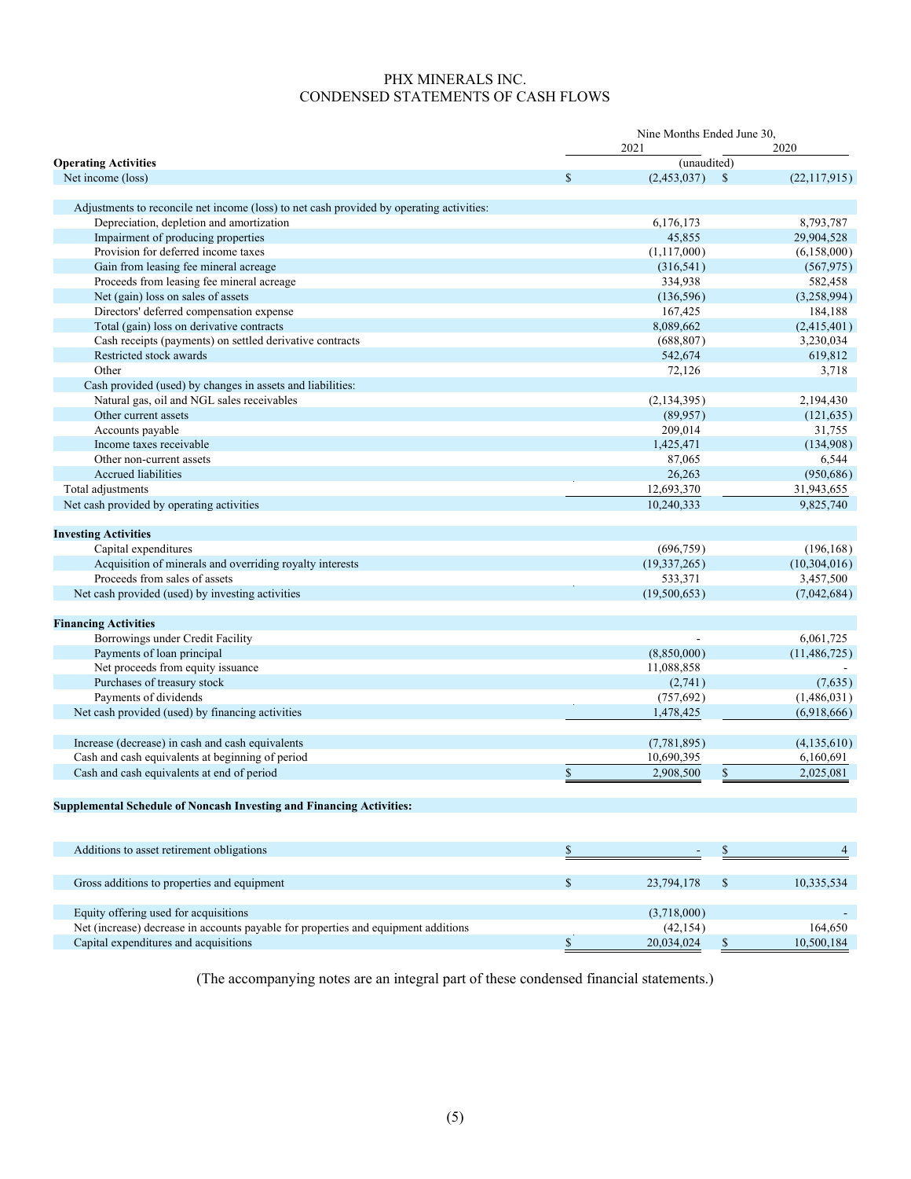# PHX MINERALS INC.
## CONDENSED STATEMENTS OF CASH FLOWS

| | Nine Months Ended June 30, | |
|---|---|---|
| | 2021 | 2020 |
| **Operating Activities** | (unaudited) | |
| Net income (loss) | $ (2,453,037) | $ (22,117,915) |
| | | |
| Adjustments to reconcile net income (loss) to net cash provided by operating activities: | | |
| Depreciation, depletion and amortization | 6,176,173 | 8,793,787 |
| Impairment of producing properties | 45,855 | 29,904,528 |
| Provision for deferred income taxes | (1,117,000) | (6,158,000) |
| Gain from leasing fee mineral acreage | (316,541) | (567,975) |
| Proceeds from leasing fee mineral acreage | 334,938 | 582,458 |
| Net (gain) loss on sales of assets | (136,596) | (3,258,994) |
| Directors' deferred compensation expense | 167,425 | 184,188 |
| Total (gain) loss on derivative contracts | 8,089,662 | (2,415,401) |
| Cash receipts (payments) on settled derivative contracts | (688,807) | 3,230,034 |
| Restricted stock awards | 542,674 | 619,812 |
| Other | 72,126 | 3,718 |
| Cash provided (used) by changes in assets and liabilities: | | |
| Natural gas, oil and NGL sales receivables | (2,134,395) | 2,194,430 |
| Other current assets | (89,957) | (121,635) |
| Accounts payable | 209,014 | 31,755 |
| Income taxes receivable | 1,425,471 | (134,908) |
| Other non-current assets | 87,065 | 6,544 |
| Accrued liabilities | 26,263 | (950,686) |
| Total adjustments | 12,693,370 | 31,943,655 |
| Net cash provided by operating activities | 10,240,333 | 9,825,740 |
| | | |
| **Investing Activities** | | |
| Capital expenditures | (696,759) | (196,168) |
| Acquisition of minerals and overriding royalty interests | (19,337,265) | (10,304,016) |
| Proceeds from sales of assets | 533,371 | 3,457,500 |
| Net cash provided (used) by investing activities | (19,500,653) | (7,042,684) |
| | | |
| **Financing Activities** | | |
| Borrowings under Credit Facility | - | 6,061,725 |
| Payments of loan principal | (8,850,000) | (11,486,725) |
| Net proceeds from equity issuance | 11,088,858 | - |
| Purchases of treasury stock | (2,741) | (7,635) |
| Payments of dividends | (757,692) | (1,486,031) |
| Net cash provided (used) by financing activities | 1,478,425 | (6,918,666) |
| | | |
| Increase (decrease) in cash and cash equivalents | (7,781,895) | (4,135,610) |
| Cash and cash equivalents at beginning of period | 10,690,395 | 6,160,691 |
| Cash and cash equivalents at end of period | $ 2,908,500 | $ 2,025,081 |
| | | |
| **Supplemental Schedule of Noncash Investing and Financing Activities:** | | |
| | | |
| Additions to asset retirement obligations | $ - | $ 4 |
| | | |
| Gross additions to properties and equipment | $ 23,794,178 | $ 10,335,534 |
| | | |
| Equity offering used for acquisitions | (3,718,000) | - |
| Net (increase) decrease in accounts payable for properties and equipment additions | (42,154) | 164,650 |
| Capital expenditures and acquisitions | $ 20,034,024 | $ 10,500,184 |

(The accompanying notes are an integral part of these condensed financial statements.)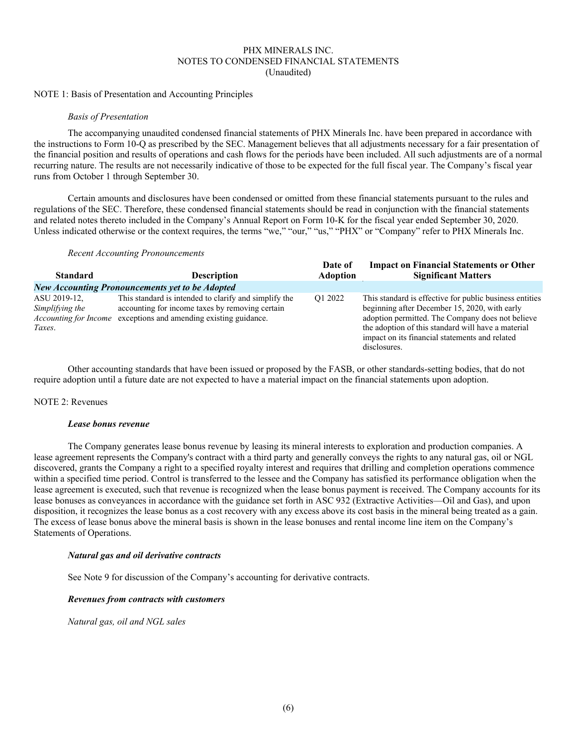PHX MINERALS INC.
NOTES TO CONDENSED FINANCIAL STATEMENTS
(Unaudited)

NOTE 1: Basis of Presentation and Accounting Principles

*Basis of Presentation*

The accompanying unaudited condensed financial statements of PHX Minerals Inc. have been prepared in accordance with the instructions to Form 10-Q as prescribed by the SEC. Management believes that all adjustments necessary for a fair presentation of the financial position and results of operations and cash flows for the periods have been included. All such adjustments are of a normal recurring nature. The results are not necessarily indicative of those to be expected for the full fiscal year. The Company's fiscal year runs from October 1 through September 30.

Certain amounts and disclosures have been condensed or omitted from these financial statements pursuant to the rules and regulations of the SEC. Therefore, these condensed financial statements should be read in conjunction with the financial statements and related notes thereto included in the Company's Annual Report on Form 10-K for the fiscal year ended September 30, 2020. Unless indicated otherwise or the context requires, the terms "we," "our," "us," "PHX" or "Company" refer to PHX Minerals Inc.

*Recent Accounting Pronouncements*

| Standard | Description | Date of Adoption | Impact on Financial Statements or Other Significant Matters |
|---|---|---|---|
| ***New Accounting Pronouncements yet to be Adopted*** | | | |
| ASU 2019-12, *Simplifying the Accounting for Income Taxes*. | This standard is intended to clarify and simplify the accounting for income taxes by removing certain exceptions and amending existing guidance. | Q1 2022 | This standard is effective for public business entities beginning after December 15, 2020, with early adoption permitted. The Company does not believe the adoption of this standard will have a material impact on its financial statements and related disclosures. |

Other accounting standards that have been issued or proposed by the FASB, or other standards-setting bodies, that do not require adoption until a future date are not expected to have a material impact on the financial statements upon adoption.

NOTE 2: Revenues

***Lease bonus revenue***

The Company generates lease bonus revenue by leasing its mineral interests to exploration and production companies. A lease agreement represents the Company's contract with a third party and generally conveys the rights to any natural gas, oil or NGL discovered, grants the Company a right to a specified royalty interest and requires that drilling and completion operations commence within a specified time period. Control is transferred to the lessee and the Company has satisfied its performance obligation when the lease agreement is executed, such that revenue is recognized when the lease bonus payment is received. The Company accounts for its lease bonuses as conveyances in accordance with the guidance set forth in ASC 932 (Extractive Activities—Oil and Gas), and upon disposition, it recognizes the lease bonus as a cost recovery with any excess above its cost basis in the mineral being treated as a gain. The excess of lease bonus above the mineral basis is shown in the lease bonuses and rental income line item on the Company's Statements of Operations.

***Natural gas and oil derivative contracts***

See Note 9 for discussion of the Company's accounting for derivative contracts.

***Revenues from contracts with customers***

*Natural gas, oil and NGL sales*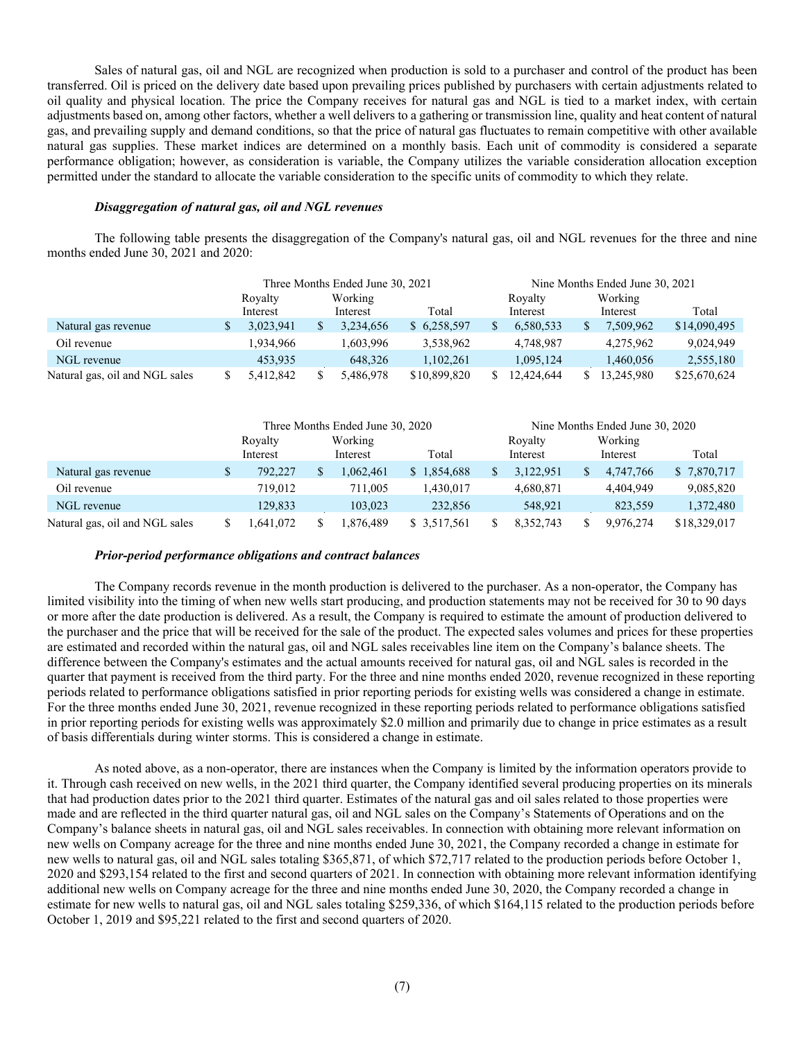Sales of natural gas, oil and NGL are recognized when production is sold to a purchaser and control of the product has been transferred. Oil is priced on the delivery date based upon prevailing prices published by purchasers with certain adjustments related to oil quality and physical location. The price the Company receives for natural gas and NGL is tied to a market index, with certain adjustments based on, among other factors, whether a well delivers to a gathering or transmission line, quality and heat content of natural gas, and prevailing supply and demand conditions, so that the price of natural gas fluctuates to remain competitive with other available natural gas supplies. These market indices are determined on a monthly basis. Each unit of commodity is considered a separate performance obligation; however, as consideration is variable, the Company utilizes the variable consideration allocation exception permitted under the standard to allocate the variable consideration to the specific units of commodity to which they relate.

***Disaggregation of natural gas, oil and NGL revenues***

The following table presents the disaggregation of the Company's natural gas, oil and NGL revenues for the three and nine months ended June 30, 2021 and 2020:

| | Three Months Ended June 30, 2021 | | | Nine Months Ended June 30, 2021 | | |
|---|---|---|---|---|---|---|
| | Royalty Interest | Working Interest | Total | Royalty Interest | Working Interest | Total |
| Natural gas revenue | $ 3,023,941 | $ 3,234,656 | $ 6,258,597 | $ 6,580,533 | $ 7,509,962 | $14,090,495 |
| Oil revenue | 1,934,966 | 1,603,996 | 3,538,962 | 4,748,987 | 4,275,962 | 9,024,949 |
| NGL revenue | 453,935 | 648,326 | 1,102,261 | 1,095,124 | 1,460,056 | 2,555,180 |
| Natural gas, oil and NGL sales | $ 5,412,842 | $ 5,486,978 | $10,899,820 | $ 12,424,644 | $ 13,245,980 | $25,670,624 |

| | Three Months Ended June 30, 2020 | | | Nine Months Ended June 30, 2020 | | |
|---|---|---|---|---|---|---|
| | Royalty Interest | Working Interest | Total | Royalty Interest | Working Interest | Total |
| Natural gas revenue | $ 792,227 | $ 1,062,461 | $ 1,854,688 | $ 3,122,951 | $ 4,747,766 | $ 7,870,717 |
| Oil revenue | 719,012 | 711,005 | 1,430,017 | 4,680,871 | 4,404,949 | 9,085,820 |
| NGL revenue | 129,833 | 103,023 | 232,856 | 548,921 | 823,559 | 1,372,480 |
| Natural gas, oil and NGL sales | $ 1,641,072 | $ 1,876,489 | $ 3,517,561 | $ 8,352,743 | $ 9,976,274 | $18,329,017 |

***Prior-period performance obligations and contract balances***

The Company records revenue in the month production is delivered to the purchaser. As a non-operator, the Company has limited visibility into the timing of when new wells start producing, and production statements may not be received for 30 to 90 days or more after the date production is delivered. As a result, the Company is required to estimate the amount of production delivered to the purchaser and the price that will be received for the sale of the product. The expected sales volumes and prices for these properties are estimated and recorded within the natural gas, oil and NGL sales receivables line item on the Company's balance sheets. The difference between the Company's estimates and the actual amounts received for natural gas, oil and NGL sales is recorded in the quarter that payment is received from the third party. For the three and nine months ended 2020, revenue recognized in these reporting periods related to performance obligations satisfied in prior reporting periods for existing wells was considered a change in estimate. For the three months ended June 30, 2021, revenue recognized in these reporting periods related to performance obligations satisfied in prior reporting periods for existing wells was approximately $2.0 million and primarily due to change in price estimates as a result of basis differentials during winter storms. This is considered a change in estimate.

As noted above, as a non-operator, there are instances when the Company is limited by the information operators provide to it. Through cash received on new wells, in the 2021 third quarter, the Company identified several producing properties on its minerals that had production dates prior to the 2021 third quarter. Estimates of the natural gas and oil sales related to those properties were made and are reflected in the third quarter natural gas, oil and NGL sales on the Company's Statements of Operations and on the Company's balance sheets in natural gas, oil and NGL sales receivables. In connection with obtaining more relevant information on new wells on Company acreage for the three and nine months ended June 30, 2021, the Company recorded a change in estimate for new wells to natural gas, oil and NGL sales totaling $365,871, of which $72,717 related to the production periods before October 1, 2020 and $293,154 related to the first and second quarters of 2021. In connection with obtaining more relevant information identifying additional new wells on Company acreage for the three and nine months ended June 30, 2020, the Company recorded a change in estimate for new wells to natural gas, oil and NGL sales totaling $259,336, of which $164,115 related to the production periods before October 1, 2019 and $95,221 related to the first and second quarters of 2020.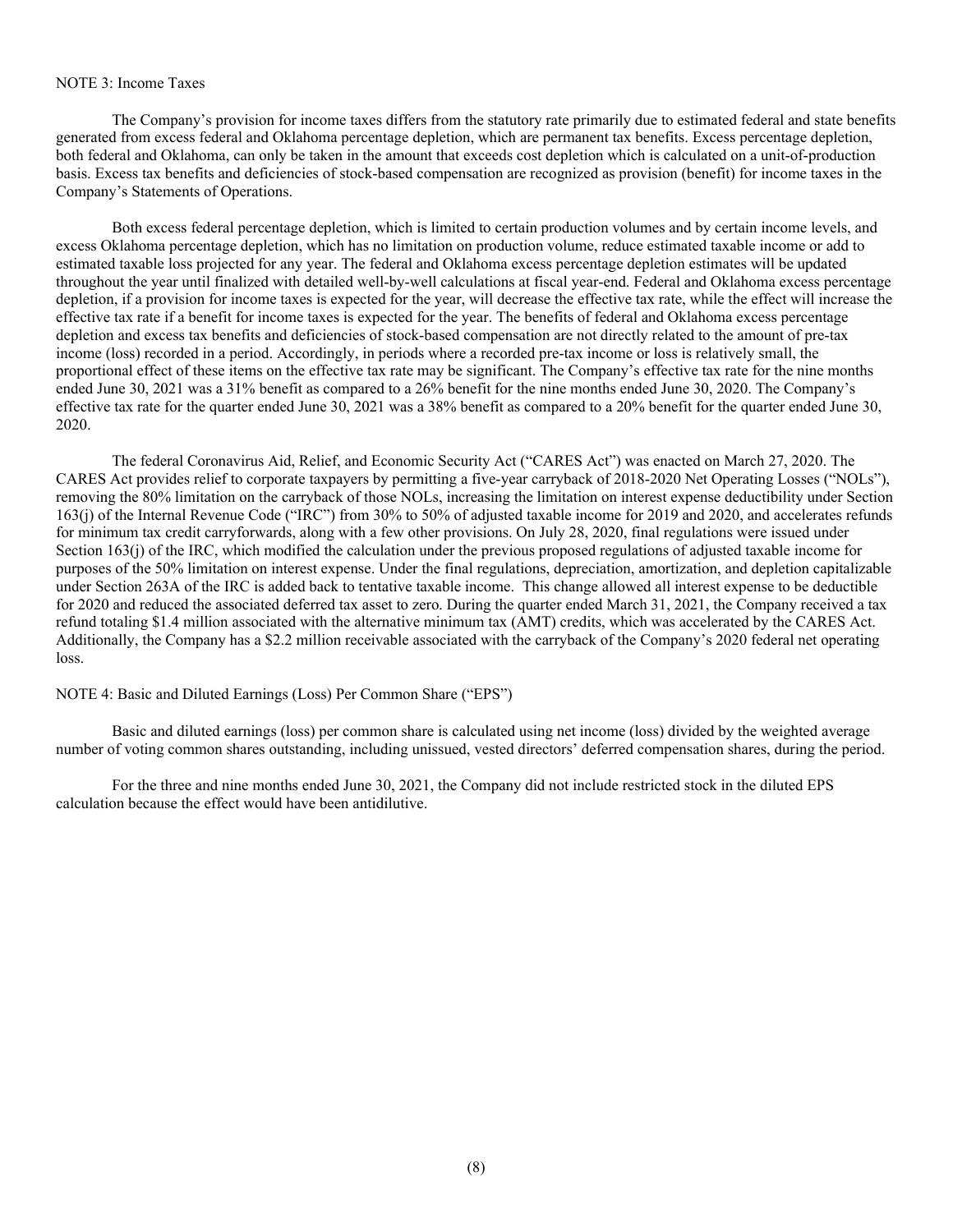NOTE 3: Income Taxes

The Company's provision for income taxes differs from the statutory rate primarily due to estimated federal and state benefits generated from excess federal and Oklahoma percentage depletion, which are permanent tax benefits. Excess percentage depletion, both federal and Oklahoma, can only be taken in the amount that exceeds cost depletion which is calculated on a unit-of-production basis. Excess tax benefits and deficiencies of stock-based compensation are recognized as provision (benefit) for income taxes in the Company's Statements of Operations.

Both excess federal percentage depletion, which is limited to certain production volumes and by certain income levels, and excess Oklahoma percentage depletion, which has no limitation on production volume, reduce estimated taxable income or add to estimated taxable loss projected for any year. The federal and Oklahoma excess percentage depletion estimates will be updated throughout the year until finalized with detailed well-by-well calculations at fiscal year-end. Federal and Oklahoma excess percentage depletion, if a provision for income taxes is expected for the year, will decrease the effective tax rate, while the effect will increase the effective tax rate if a benefit for income taxes is expected for the year. The benefits of federal and Oklahoma excess percentage depletion and excess tax benefits and deficiencies of stock-based compensation are not directly related to the amount of pre-tax income (loss) recorded in a period. Accordingly, in periods where a recorded pre-tax income or loss is relatively small, the proportional effect of these items on the effective tax rate may be significant. The Company's effective tax rate for the nine months ended June 30, 2021 was a 31% benefit as compared to a 26% benefit for the nine months ended June 30, 2020. The Company's effective tax rate for the quarter ended June 30, 2021 was a 38% benefit as compared to a 20% benefit for the quarter ended June 30, 2020.

The federal Coronavirus Aid, Relief, and Economic Security Act ("CARES Act") was enacted on March 27, 2020. The CARES Act provides relief to corporate taxpayers by permitting a five-year carryback of 2018-2020 Net Operating Losses ("NOLs"), removing the 80% limitation on the carryback of those NOLs, increasing the limitation on interest expense deductibility under Section 163(j) of the Internal Revenue Code ("IRC") from 30% to 50% of adjusted taxable income for 2019 and 2020, and accelerates refunds for minimum tax credit carryforwards, along with a few other provisions. On July 28, 2020, final regulations were issued under Section 163(j) of the IRC, which modified the calculation under the previous proposed regulations of adjusted taxable income for purposes of the 50% limitation on interest expense. Under the final regulations, depreciation, amortization, and depletion capitalizable under Section 263A of the IRC is added back to tentative taxable income. This change allowed all interest expense to be deductible for 2020 and reduced the associated deferred tax asset to zero. During the quarter ended March 31, 2021, the Company received a tax refund totaling $1.4 million associated with the alternative minimum tax (AMT) credits, which was accelerated by the CARES Act. Additionally, the Company has a $2.2 million receivable associated with the carryback of the Company's 2020 federal net operating loss.

NOTE 4: Basic and Diluted Earnings (Loss) Per Common Share ("EPS")

Basic and diluted earnings (loss) per common share is calculated using net income (loss) divided by the weighted average number of voting common shares outstanding, including unissued, vested directors' deferred compensation shares, during the period.

For the three and nine months ended June 30, 2021, the Company did not include restricted stock in the diluted EPS calculation because the effect would have been antidilutive.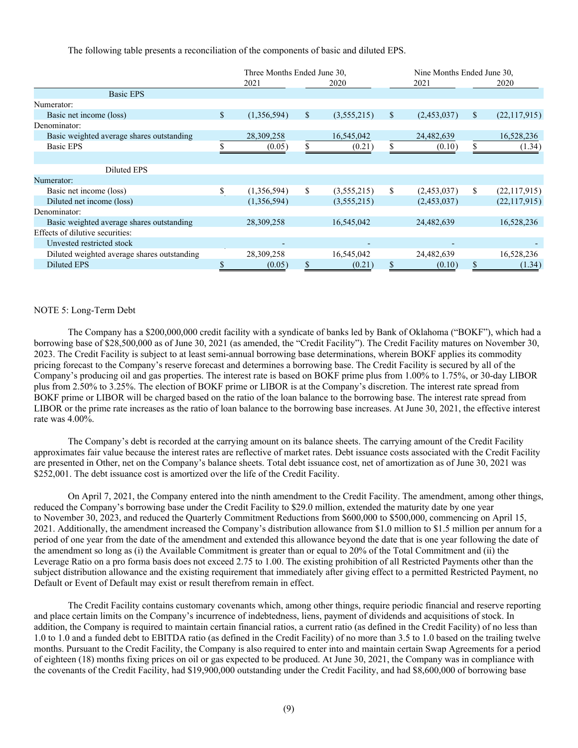The following table presents a reconciliation of the components of basic and diluted EPS.

| | Three Months Ended June 30, | | Nine Months Ended June 30, | |
|---|---|---|---|---|
| | 2021 | 2020 | 2021 | 2020 |
| **Basic EPS** | | | | |
| Numerator: | | | | |
| Basic net income (loss) | $ (1,356,594) | $ (3,555,215) | $ (2,453,037) | $ (22,117,915) |
| Denominator: | | | | |
| Basic weighted average shares outstanding | 28,309,258 | 16,545,042 | 24,482,639 | 16,528,236 |
| Basic EPS | $ (0.05) | $ (0.21) | $ (0.10) | $ (1.34) |
| | | | | |
| **Diluted EPS** | | | | |
| Numerator: | | | | |
| Basic net income (loss) | $ (1,356,594) | $ (3,555,215) | $ (2,453,037) | $ (22,117,915) |
| Diluted net income (loss) | (1,356,594) | (3,555,215) | (2,453,037) | (22,117,915) |
| Denominator: | | | | |
| Basic weighted average shares outstanding | 28,309,258 | 16,545,042 | 24,482,639 | 16,528,236 |
| Effects of dilutive securities: | | | | |
| Unvested restricted stock | - | - | - | - |
| Diluted weighted average shares outstanding | 28,309,258 | 16,545,042 | 24,482,639 | 16,528,236 |
| Diluted EPS | $ (0.05) | $ (0.21) | $ (0.10) | $ (1.34) |

NOTE 5: Long-Term Debt

The Company has a $200,000,000 credit facility with a syndicate of banks led by Bank of Oklahoma ("BOKF"), which had a borrowing base of $28,500,000 as of June 30, 2021 (as amended, the "Credit Facility"). The Credit Facility matures on November 30, 2023. The Credit Facility is subject to at least semi-annual borrowing base determinations, wherein BOKF applies its commodity pricing forecast to the Company's reserve forecast and determines a borrowing base. The Credit Facility is secured by all of the Company's producing oil and gas properties. The interest rate is based on BOKF prime plus from 1.00% to 1.75%, or 30-day LIBOR plus from 2.50% to 3.25%. The election of BOKF prime or LIBOR is at the Company's discretion. The interest rate spread from BOKF prime or LIBOR will be charged based on the ratio of the loan balance to the borrowing base. The interest rate spread from LIBOR or the prime rate increases as the ratio of loan balance to the borrowing base increases. At June 30, 2021, the effective interest rate was 4.00%.

The Company's debt is recorded at the carrying amount on its balance sheets. The carrying amount of the Credit Facility approximates fair value because the interest rates are reflective of market rates. Debt issuance costs associated with the Credit Facility are presented in Other, net on the Company's balance sheets. Total debt issuance cost, net of amortization as of June 30, 2021 was $252,001. The debt issuance cost is amortized over the life of the Credit Facility.

On April 7, 2021, the Company entered into the ninth amendment to the Credit Facility. The amendment, among other things, reduced the Company's borrowing base under the Credit Facility to $29.0 million, extended the maturity date by one year to November 30, 2023, and reduced the Quarterly Commitment Reductions from $600,000 to $500,000, commencing on April 15, 2021. Additionally, the amendment increased the Company's distribution allowance from $1.0 million to $1.5 million per annum for a period of one year from the date of the amendment and extended this allowance beyond the date that is one year following the date of the amendment so long as (i) the Available Commitment is greater than or equal to 20% of the Total Commitment and (ii) the Leverage Ratio on a pro forma basis does not exceed 2.75 to 1.00. The existing prohibition of all Restricted Payments other than the subject distribution allowance and the existing requirement that immediately after giving effect to a permitted Restricted Payment, no Default or Event of Default may exist or result therefrom remain in effect.

The Credit Facility contains customary covenants which, among other things, require periodic financial and reserve reporting and place certain limits on the Company's incurrence of indebtedness, liens, payment of dividends and acquisitions of stock. In addition, the Company is required to maintain certain financial ratios, a current ratio (as defined in the Credit Facility) of no less than 1.0 to 1.0 and a funded debt to EBITDA ratio (as defined in the Credit Facility) of no more than 3.5 to 1.0 based on the trailing twelve months. Pursuant to the Credit Facility, the Company is also required to enter into and maintain certain Swap Agreements for a period of eighteen (18) months fixing prices on oil or gas expected to be produced. At June 30, 2021, the Company was in compliance with the covenants of the Credit Facility, had $19,900,000 outstanding under the Credit Facility, and had $8,600,000 of borrowing base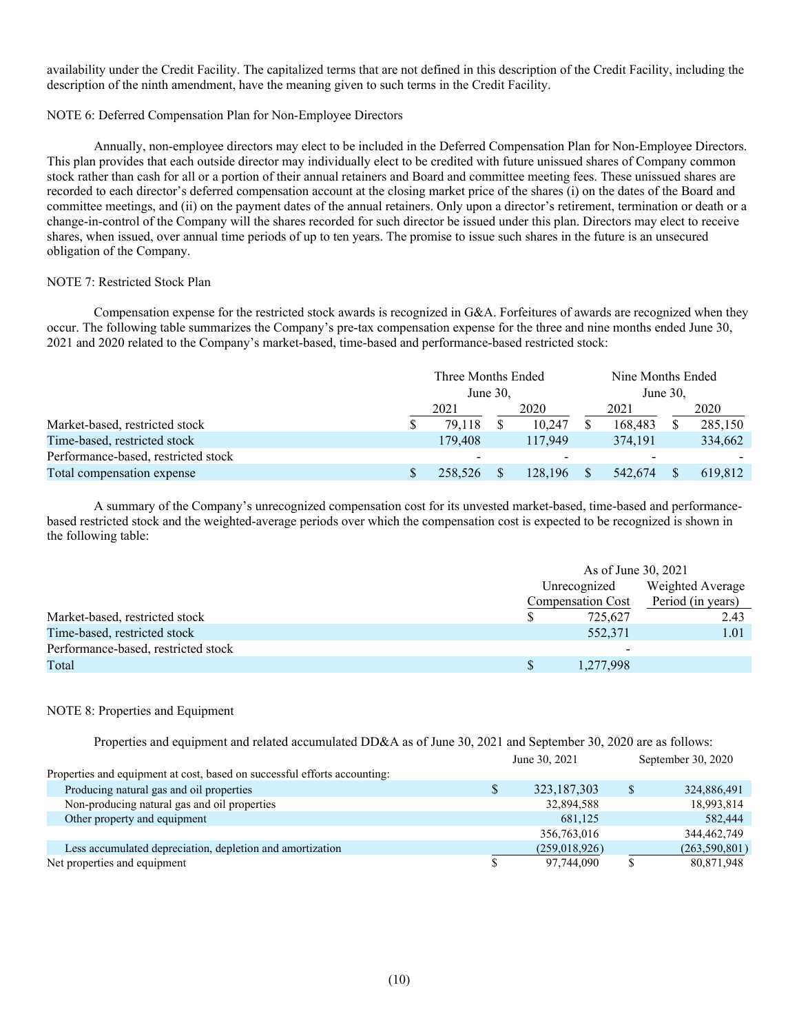availability under the Credit Facility. The capitalized terms that are not defined in this description of the Credit Facility, including the description of the ninth amendment, have the meaning given to such terms in the Credit Facility.

NOTE 6: Deferred Compensation Plan for Non-Employee Directors

Annually, non-employee directors may elect to be included in the Deferred Compensation Plan for Non-Employee Directors. This plan provides that each outside director may individually elect to be credited with future unissued shares of Company common stock rather than cash for all or a portion of their annual retainers and Board and committee meeting fees. These unissued shares are recorded to each director's deferred compensation account at the closing market price of the shares (i) on the dates of the Board and committee meetings, and (ii) on the payment dates of the annual retainers. Only upon a director's retirement, termination or death or a change-in-control of the Company will the shares recorded for such director be issued under this plan. Directors may elect to receive shares, when issued, over annual time periods of up to ten years. The promise to issue such shares in the future is an unsecured obligation of the Company.

NOTE 7: Restricted Stock Plan

Compensation expense for the restricted stock awards is recognized in G&A. Forfeitures of awards are recognized when they occur. The following table summarizes the Company's pre-tax compensation expense for the three and nine months ended June 30, 2021 and 2020 related to the Company's market-based, time-based and performance-based restricted stock:

| | Three Months Ended June 30, | | Nine Months Ended June 30, | |
|---|---|---|---|---|
| | 2021 | 2020 | 2021 | 2020 |
| Market-based, restricted stock | $ 79,118 | $ 10,247 | $ 168,483 | $ 285,150 |
| Time-based, restricted stock | 179,408 | 117,949 | 374,191 | 334,662 |
| Performance-based, restricted stock | - | - | - | - |
| Total compensation expense | $ 258,526 | $ 128,196 | $ 542,674 | $ 619,812 |

A summary of the Company's unrecognized compensation cost for its unvested market-based, time-based and performance-based restricted stock and the weighted-average periods over which the compensation cost is expected to be recognized is shown in the following table:

| | As of June 30, 2021 | |
|---|---|---|
| | Unrecognized Compensation Cost | Weighted Average Period (in years) |
| Market-based, restricted stock | $ 725,627 | 2.43 |
| Time-based, restricted stock | 552,371 | 1.01 |
| Performance-based, restricted stock | - | |
| Total | $ 1,277,998 | |

NOTE 8: Properties and Equipment

Properties and equipment and related accumulated DD&A as of June 30, 2021 and September 30, 2020 are as follows:

| | June 30, 2021 | September 30, 2020 |
|---|---|---|
| Properties and equipment at cost, based on successful efforts accounting: | | |
| Producing natural gas and oil properties | $ 323,187,303 | $ 324,886,491 |
| Non-producing natural gas and oil properties | 32,894,588 | 18,993,814 |
| Other property and equipment | 681,125 | 582,444 |
| | 356,763,016 | 344,462,749 |
| Less accumulated depreciation, depletion and amortization | (259,018,926) | (263,590,801) |
| Net properties and equipment | $ 97,744,090 | $ 80,871,948 |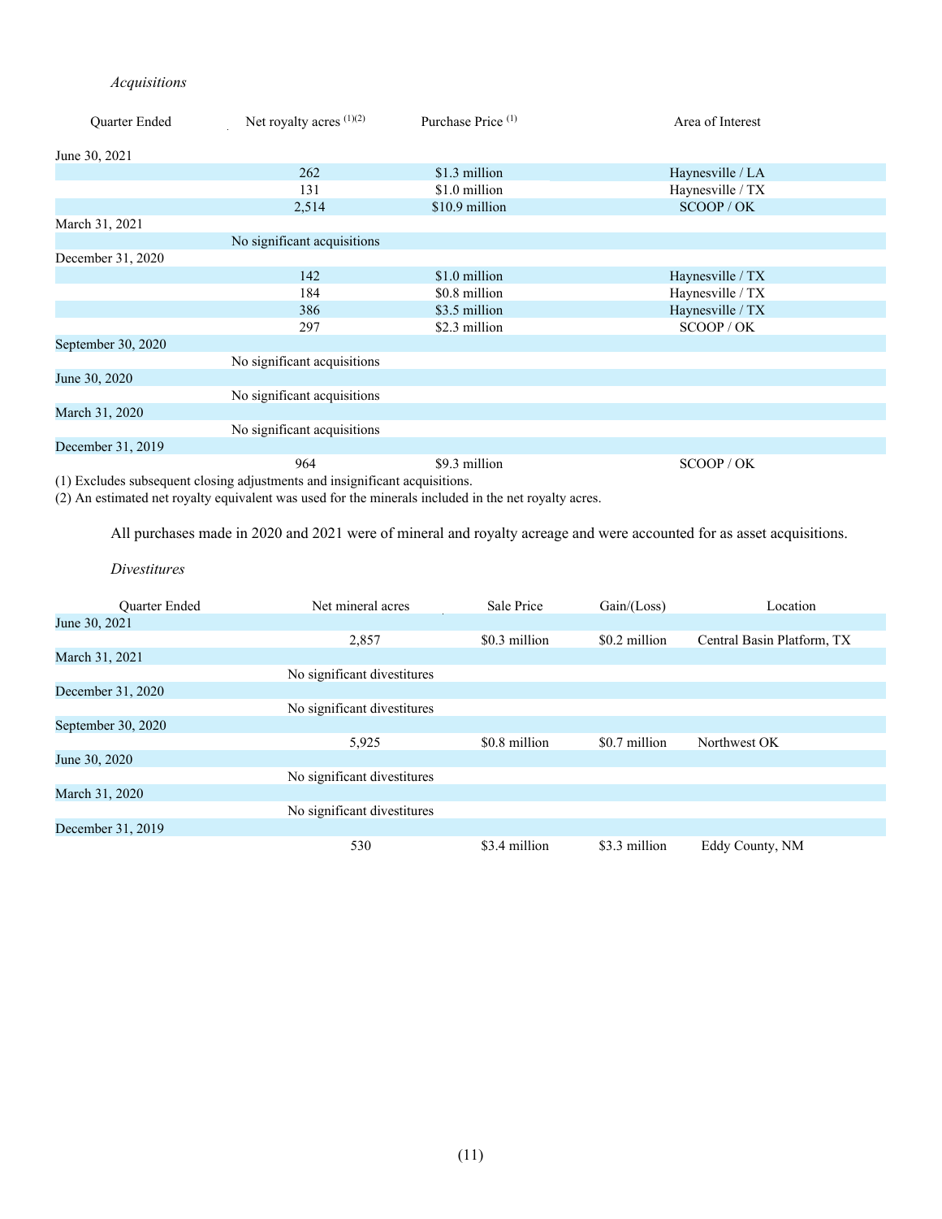*Acquisitions*

| Quarter Ended | Net royalty acres [(1)(2)] | Purchase Price [(1)] | Area of Interest |
|---|---|---|---|
| June 30, 2021 | | | |
| | 262 | $1.3 million | Haynesville / LA |
| | 131 | $1.0 million | Haynesville / TX |
| | 2,514 | $10.9 million | SCOOP / OK |
| March 31, 2021 | | | |
| | No significant acquisitions | | |
| December 31, 2020 | | | |
| | 142 | $1.0 million | Haynesville / TX |
| | 184 | $0.8 million | Haynesville / TX |
| | 386 | $3.5 million | Haynesville / TX |
| | 297 | $2.3 million | SCOOP / OK |
| September 30, 2020 | | | |
| | No significant acquisitions | | |
| June 30, 2020 | | | |
| | No significant acquisitions | | |
| March 31, 2020 | | | |
| | No significant acquisitions | | |
| December 31, 2019 | | | |
| | 964 | $9.3 million | SCOOP / OK |

(1) Excludes subsequent closing adjustments and insignificant acquisitions.
(2) An estimated net royalty equivalent was used for the minerals included in the net royalty acres.

All purchases made in 2020 and 2021 were of mineral and royalty acreage and were accounted for as asset acquisitions.

*Divestitures*

| Quarter Ended | Net mineral acres | Sale Price | Gain/(Loss) | Location |
|---|---|---|---|---|
| June 30, 2021 | | | | |
| | 2,857 | $0.3 million | $0.2 million | Central Basin Platform, TX |
| March 31, 2021 | | | | |
| | No significant divestitures | | | |
| December 31, 2020 | | | | |
| | No significant divestitures | | | |
| September 30, 2020 | | | | |
| | 5,925 | $0.8 million | $0.7 million | Northwest OK |
| June 30, 2020 | | | | |
| | No significant divestitures | | | |
| March 31, 2020 | | | | |
| | No significant divestitures | | | |
| December 31, 2019 | | | | |
| | 530 | $3.4 million | $3.3 million | Eddy County, NM |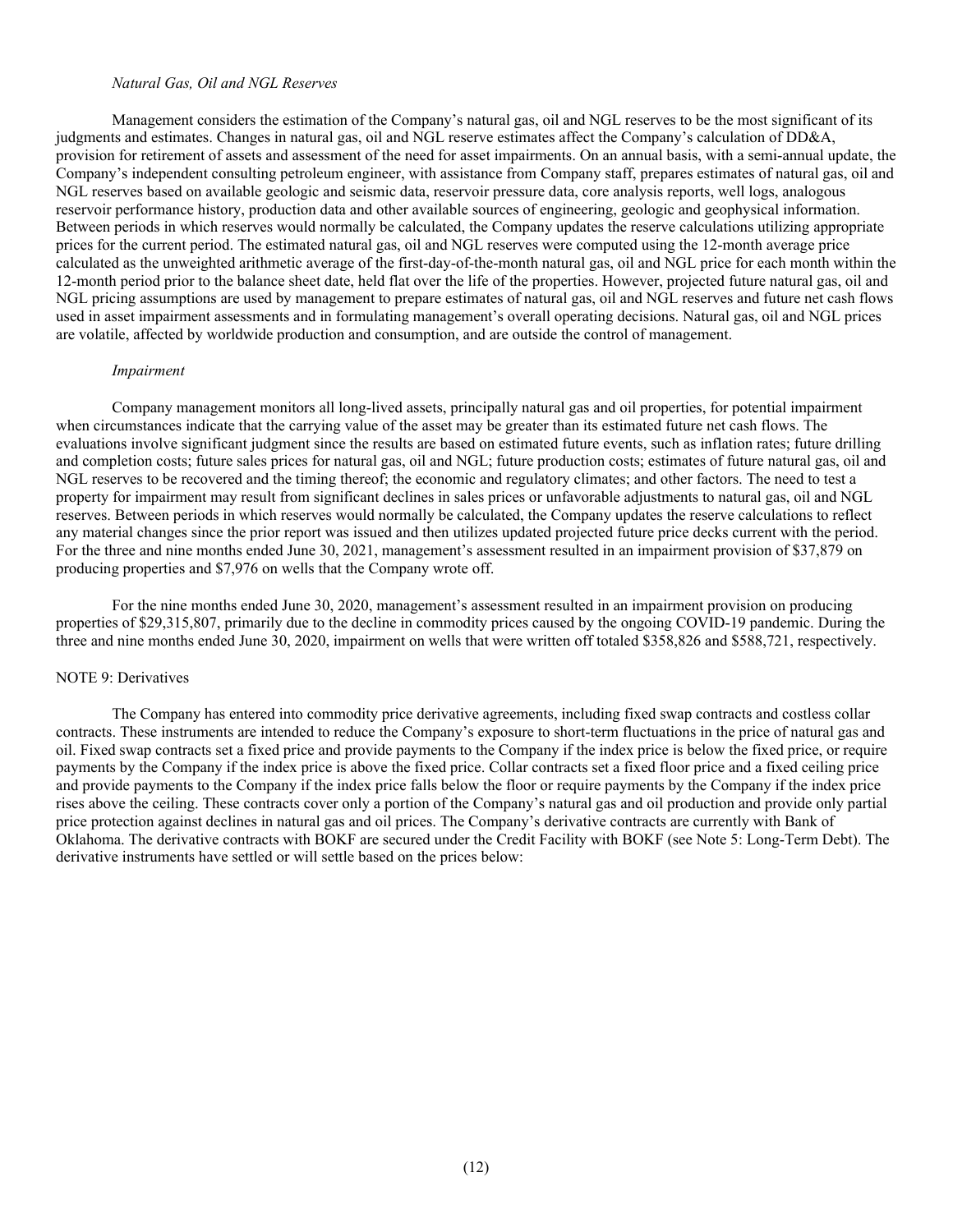*Natural Gas, Oil and NGL Reserves*

Management considers the estimation of the Company's natural gas, oil and NGL reserves to be the most significant of its judgments and estimates. Changes in natural gas, oil and NGL reserve estimates affect the Company's calculation of DD&A, provision for retirement of assets and assessment of the need for asset impairments. On an annual basis, with a semi-annual update, the Company's independent consulting petroleum engineer, with assistance from Company staff, prepares estimates of natural gas, oil and NGL reserves based on available geologic and seismic data, reservoir pressure data, core analysis reports, well logs, analogous reservoir performance history, production data and other available sources of engineering, geologic and geophysical information. Between periods in which reserves would normally be calculated, the Company updates the reserve calculations utilizing appropriate prices for the current period. The estimated natural gas, oil and NGL reserves were computed using the 12-month average price calculated as the unweighted arithmetic average of the first-day-of-the-month natural gas, oil and NGL price for each month within the 12-month period prior to the balance sheet date, held flat over the life of the properties. However, projected future natural gas, oil and NGL pricing assumptions are used by management to prepare estimates of natural gas, oil and NGL reserves and future net cash flows used in asset impairment assessments and in formulating management's overall operating decisions. Natural gas, oil and NGL prices are volatile, affected by worldwide production and consumption, and are outside the control of management.

*Impairment*

Company management monitors all long-lived assets, principally natural gas and oil properties, for potential impairment when circumstances indicate that the carrying value of the asset may be greater than its estimated future net cash flows. The evaluations involve significant judgment since the results are based on estimated future events, such as inflation rates; future drilling and completion costs; future sales prices for natural gas, oil and NGL; future production costs; estimates of future natural gas, oil and NGL reserves to be recovered and the timing thereof; the economic and regulatory climates; and other factors. The need to test a property for impairment may result from significant declines in sales prices or unfavorable adjustments to natural gas, oil and NGL reserves. Between periods in which reserves would normally be calculated, the Company updates the reserve calculations to reflect any material changes since the prior report was issued and then utilizes updated projected future price decks current with the period. For the three and nine months ended June 30, 2021, management's assessment resulted in an impairment provision of $37,879 on producing properties and $7,976 on wells that the Company wrote off.

For the nine months ended June 30, 2020, management's assessment resulted in an impairment provision on producing properties of $29,315,807, primarily due to the decline in commodity prices caused by the ongoing COVID-19 pandemic. During the three and nine months ended June 30, 2020, impairment on wells that were written off totaled $358,826 and $588,721, respectively.

NOTE 9: Derivatives

The Company has entered into commodity price derivative agreements, including fixed swap contracts and costless collar contracts. These instruments are intended to reduce the Company's exposure to short-term fluctuations in the price of natural gas and oil. Fixed swap contracts set a fixed price and provide payments to the Company if the index price is below the fixed price, or require payments by the Company if the index price is above the fixed price. Collar contracts set a fixed floor price and a fixed ceiling price and provide payments to the Company if the index price falls below the floor or require payments by the Company if the index price rises above the ceiling. These contracts cover only a portion of the Company's natural gas and oil production and provide only partial price protection against declines in natural gas and oil prices. The Company's derivative contracts are currently with Bank of Oklahoma. The derivative contracts with BOKF are secured under the Credit Facility with BOKF (see Note 5: Long-Term Debt). The derivative instruments have settled or will settle based on the prices below: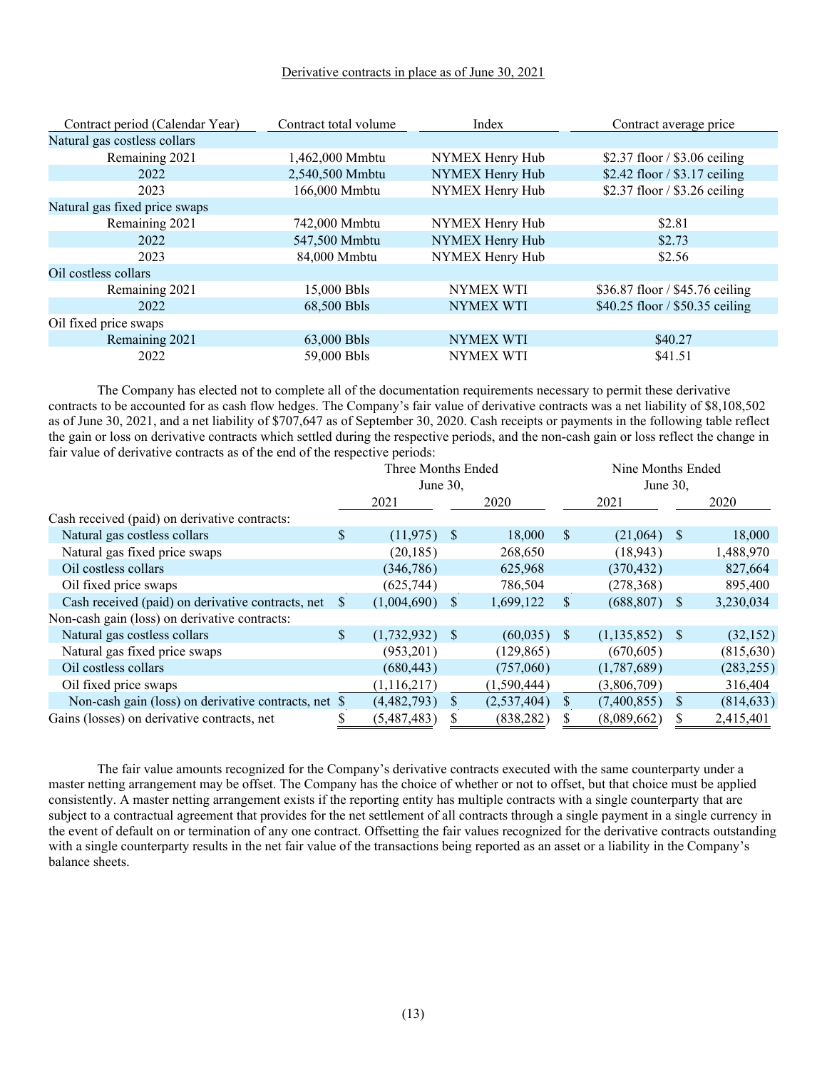Derivative contracts in place as of June 30, 2021

| Contract period (Calendar Year) | Contract total volume | Index | Contract average price |
|---|---|---|---|
| Natural gas costless collars | | | |
| Remaining 2021 | 1,462,000 Mmbtu | NYMEX Henry Hub | $2.37 floor / $3.06 ceiling |
| 2022 | 2,540,500 Mmbtu | NYMEX Henry Hub | $2.42 floor / $3.17 ceiling |
| 2023 | 166,000 Mmbtu | NYMEX Henry Hub | $2.37 floor / $3.26 ceiling |
| Natural gas fixed price swaps | | | |
| Remaining 2021 | 742,000 Mmbtu | NYMEX Henry Hub | $2.81 |
| 2022 | 547,500 Mmbtu | NYMEX Henry Hub | $2.73 |
| 2023 | 84,000 Mmbtu | NYMEX Henry Hub | $2.56 |
| Oil costless collars | | | |
| Remaining 2021 | 15,000 Bbls | NYMEX WTI | $36.87 floor / $45.76 ceiling |
| 2022 | 68,500 Bbls | NYMEX WTI | $40.25 floor / $50.35 ceiling |
| Oil fixed price swaps | | | |
| Remaining 2021 | 63,000 Bbls | NYMEX WTI | $40.27 |
| 2022 | 59,000 Bbls | NYMEX WTI | $41.51 |

The Company has elected not to complete all of the documentation requirements necessary to permit these derivative contracts to be accounted for as cash flow hedges. The Company's fair value of derivative contracts was a net liability of $8,108,502 as of June 30, 2021, and a net liability of $707,647 as of September 30, 2020. Cash receipts or payments in the following table reflect the gain or loss on derivative contracts which settled during the respective periods, and the non-cash gain or loss reflect the change in fair value of derivative contracts as of the end of the respective periods:

| | Three Months Ended June 30, | | Nine Months Ended June 30, | |
|---|---|---|---|---|
| | 2021 | 2020 | 2021 | 2020 |
| Cash received (paid) on derivative contracts: | | | | |
| Natural gas costless collars | $ (11,975) | $ 18,000 | $ (21,064) | $ 18,000 |
| Natural gas fixed price swaps | (20,185) | 268,650 | (18,943) | 1,488,970 |
| Oil costless collars | (346,786) | 625,968 | (370,432) | 827,664 |
| Oil fixed price swaps | (625,744) | 786,504 | (278,368) | 895,400 |
| Cash received (paid) on derivative contracts, net | $ (1,004,690) | $ 1,699,122 | $ (688,807) | $ 3,230,034 |
| Non-cash gain (loss) on derivative contracts: | | | | |
| Natural gas costless collars | $ (1,732,932) | $ (60,035) | $ (1,135,852) | $ (32,152) |
| Natural gas fixed price swaps | (953,201) | (129,865) | (670,605) | (815,630) |
| Oil costless collars | (680,443) | (757,060) | (1,787,689) | (283,255) |
| Oil fixed price swaps | (1,116,217) | (1,590,444) | (3,806,709) | 316,404 |
| Non-cash gain (loss) on derivative contracts, net | $ (4,482,793) | $ (2,537,404) | $ (7,400,855) | $ (814,633) |
| Gains (losses) on derivative contracts, net | $ (5,487,483) | $ (838,282) | $ (8,089,662) | $ 2,415,401 |

The fair value amounts recognized for the Company's derivative contracts executed with the same counterparty under a master netting arrangement may be offset. The Company has the choice of whether or not to offset, but that choice must be applied consistently. A master netting arrangement exists if the reporting entity has multiple contracts with a single counterparty that are subject to a contractual agreement that provides for the net settlement of all contracts through a single payment in a single currency in the event of default on or termination of any one contract. Offsetting the fair values recognized for the derivative contracts outstanding with a single counterparty results in the net fair value of the transactions being reported as an asset or a liability in the Company's balance sheets.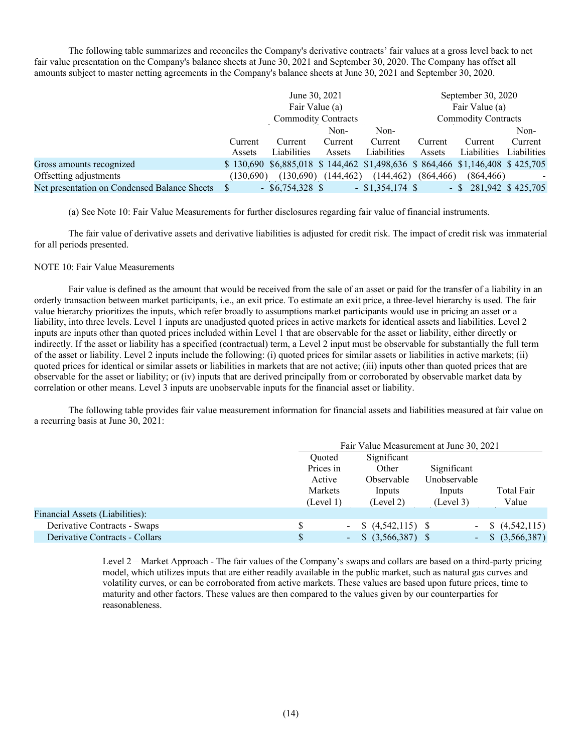The following table summarizes and reconciles the Company's derivative contracts' fair values at a gross level back to net fair value presentation on the Company's balance sheets at June 30, 2021 and September 30, 2020. The Company has offset all amounts subject to master netting agreements in the Company's balance sheets at June 30, 2021 and September 30, 2020.

| | June 30, 2021 Fair Value (a) Commodity Contracts | | | | September 30, 2020 Fair Value (a) Commodity Contracts | | |
|---|---|---|---|---|---|---|---|
| | Current Assets | Current Liabilities | Non-Current Assets | Non-Current Liabilities | Current Assets | Current Liabilities | Non-Current Liabilities |
| Gross amounts recognized | $ 130,690 | $6,885,018 | $ 144,462 | $1,498,636 | $ 864,466 | $1,146,408 | $ 425,705 |
| Offsetting adjustments | (130,690) | (130,690) | (144,462) | (144,462) | (864,466) | (864,466) | - |
| Net presentation on Condensed Balance Sheets | $ - | $6,754,328 | $ - | $1,354,174 | $ - | $ 281,942 | $ 425,705 |

(a) See Note 10: Fair Value Measurements for further disclosures regarding fair value of financial instruments.

The fair value of derivative assets and derivative liabilities is adjusted for credit risk. The impact of credit risk was immaterial for all periods presented.

NOTE 10: Fair Value Measurements

Fair value is defined as the amount that would be received from the sale of an asset or paid for the transfer of a liability in an orderly transaction between market participants, i.e., an exit price. To estimate an exit price, a three-level hierarchy is used. The fair value hierarchy prioritizes the inputs, which refer broadly to assumptions market participants would use in pricing an asset or a liability, into three levels. Level 1 inputs are unadjusted quoted prices in active markets for identical assets and liabilities. Level 2 inputs are inputs other than quoted prices included within Level 1 that are observable for the asset or liability, either directly or indirectly. If the asset or liability has a specified (contractual) term, a Level 2 input must be observable for substantially the full term of the asset or liability. Level 2 inputs include the following: (i) quoted prices for similar assets or liabilities in active markets; (ii) quoted prices for identical or similar assets or liabilities in markets that are not active; (iii) inputs other than quoted prices that are observable for the asset or liability; or (iv) inputs that are derived principally from or corroborated by observable market data by correlation or other means. Level 3 inputs are unobservable inputs for the financial asset or liability.

The following table provides fair value measurement information for financial assets and liabilities measured at fair value on a recurring basis at June 30, 2021:

| | Fair Value Measurement at June 30, 2021 | | | |
|---|---|---|---|---|
| | Quoted Prices in Active Markets (Level 1) | Significant Other Observable Inputs (Level 2) | Significant Unobservable Inputs (Level 3) | Total Fair Value |
| Financial Assets (Liabilities): | | | | |
| Derivative Contracts - Swaps | $ - | $ (4,542,115) | $ - | $ (4,542,115) |
| Derivative Contracts - Collars | $ - | $ (3,566,387) | $ - | $ (3,566,387) |

Level 2 – Market Approach - The fair values of the Company's swaps and collars are based on a third-party pricing model, which utilizes inputs that are either readily available in the public market, such as natural gas curves and volatility curves, or can be corroborated from active markets. These values are based upon future prices, time to maturity and other factors. These values are then compared to the values given by our counterparties for reasonableness.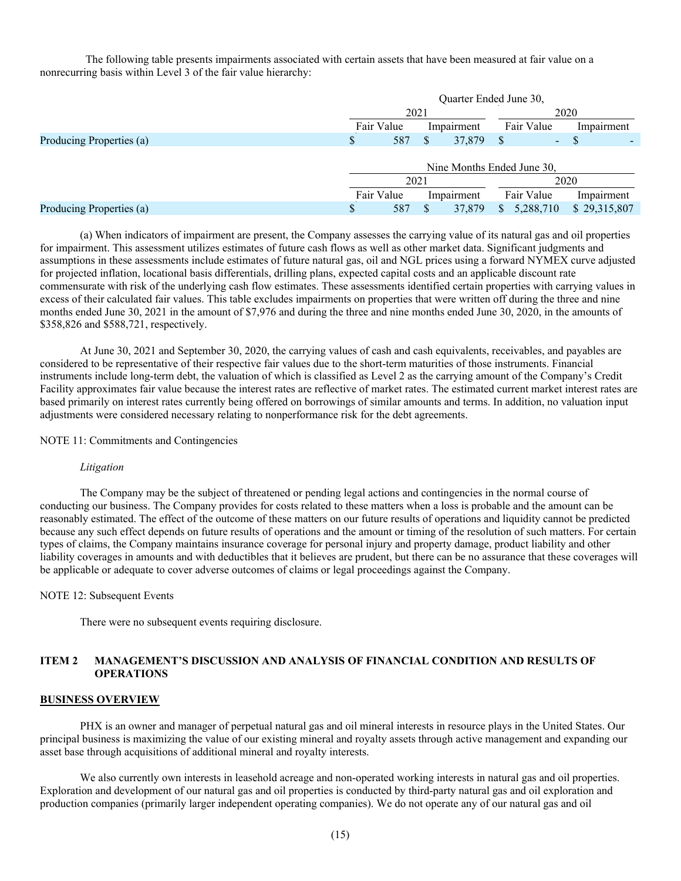The following table presents impairments associated with certain assets that have been measured at fair value on a nonrecurring basis within Level 3 of the fair value hierarchy:

| | Quarter Ended June 30, | | | |
|---|---|---|---|---|
| | 2021 | | 2020 | |
| | Fair Value | Impairment | Fair Value | Impairment |
| Producing Properties (a) | $ 587 | $ 37,879 | $ - | $ - |

| | Nine Months Ended June 30, | | | |
|---|---|---|---|---|
| | 2021 | | 2020 | |
| | Fair Value | Impairment | Fair Value | Impairment |
| Producing Properties (a) | $ 587 | $ 37,879 | $ 5,288,710 | $ 29,315,807 |

(a) When indicators of impairment are present, the Company assesses the carrying value of its natural gas and oil properties for impairment. This assessment utilizes estimates of future cash flows as well as other market data. Significant judgments and assumptions in these assessments include estimates of future natural gas, oil and NGL prices using a forward NYMEX curve adjusted for projected inflation, locational basis differentials, drilling plans, expected capital costs and an applicable discount rate commensurate with risk of the underlying cash flow estimates. These assessments identified certain properties with carrying values in excess of their calculated fair values. This table excludes impairments on properties that were written off during the three and nine months ended June 30, 2021 in the amount of $7,976 and during the three and nine months ended June 30, 2020, in the amounts of $358,826 and $588,721, respectively.

At June 30, 2021 and September 30, 2020, the carrying values of cash and cash equivalents, receivables, and payables are considered to be representative of their respective fair values due to the short-term maturities of those instruments. Financial instruments include long-term debt, the valuation of which is classified as Level 2 as the carrying amount of the Company's Credit Facility approximates fair value because the interest rates are reflective of market rates. The estimated current market interest rates are based primarily on interest rates currently being offered on borrowings of similar amounts and terms. In addition, no valuation input adjustments were considered necessary relating to nonperformance risk for the debt agreements.

NOTE 11: Commitments and Contingencies

*Litigation*

The Company may be the subject of threatened or pending legal actions and contingencies in the normal course of conducting our business. The Company provides for costs related to these matters when a loss is probable and the amount can be reasonably estimated. The effect of the outcome of these matters on our future results of operations and liquidity cannot be predicted because any such effect depends on future results of operations and the amount or timing of the resolution of such matters. For certain types of claims, the Company maintains insurance coverage for personal injury and property damage, product liability and other liability coverages in amounts and with deductibles that it believes are prudent, but there can be no assurance that these coverages will be applicable or adequate to cover adverse outcomes of claims or legal proceedings against the Company.

NOTE 12: Subsequent Events

There were no subsequent events requiring disclosure.

## ITEM 2 MANAGEMENT'S DISCUSSION AND ANALYSIS OF FINANCIAL CONDITION AND RESULTS OF OPERATIONS

**BUSINESS OVERVIEW**

PHX is an owner and manager of perpetual natural gas and oil mineral interests in resource plays in the United States. Our principal business is maximizing the value of our existing mineral and royalty assets through active management and expanding our asset base through acquisitions of additional mineral and royalty interests.

We also currently own interests in leasehold acreage and non-operated working interests in natural gas and oil properties. Exploration and development of our natural gas and oil properties is conducted by third-party natural gas and oil exploration and production companies (primarily larger independent operating companies). We do not operate any of our natural gas and oil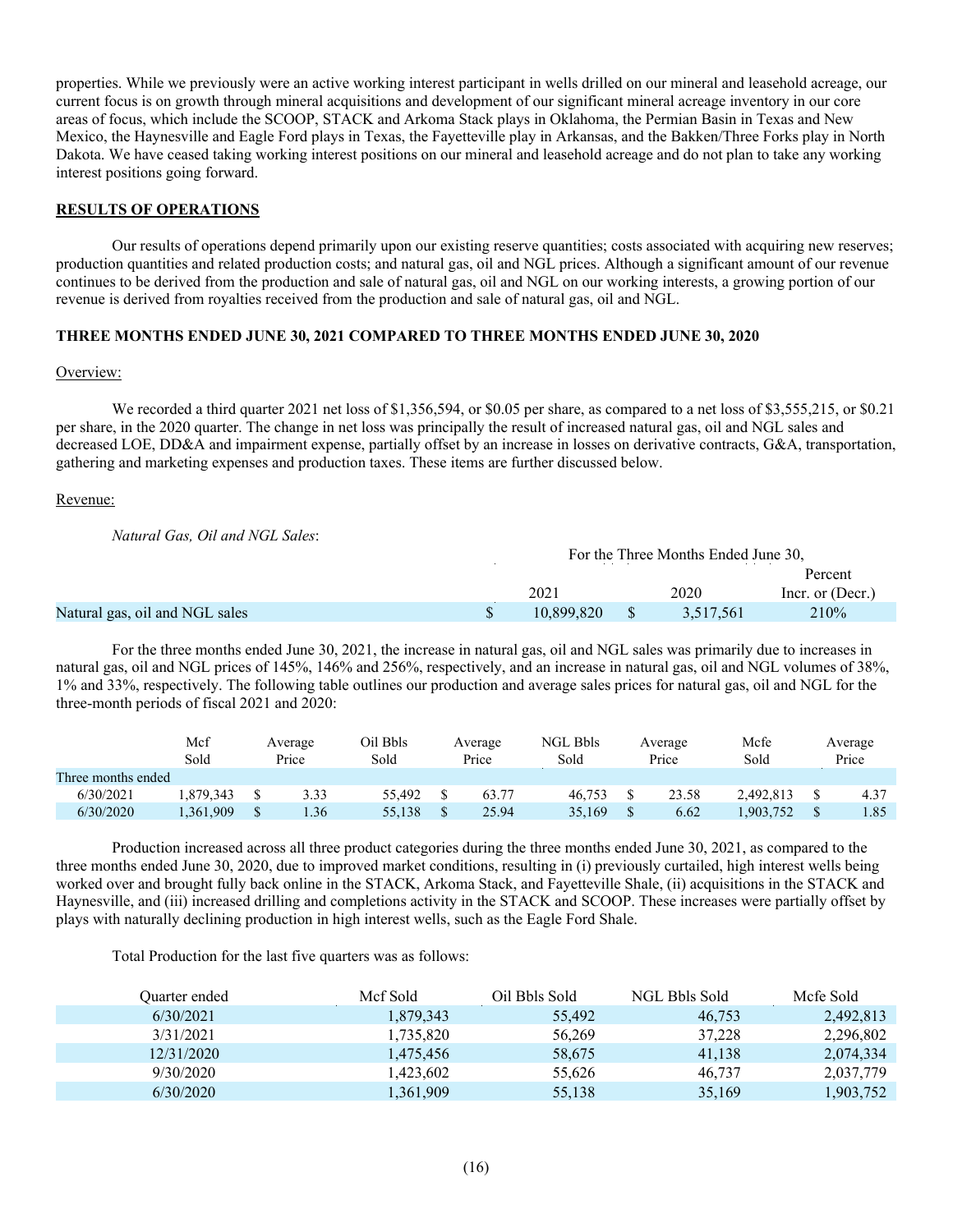properties. While we previously were an active working interest participant in wells drilled on our mineral and leasehold acreage, our current focus is on growth through mineral acquisitions and development of our significant mineral acreage inventory in our core areas of focus, which include the SCOOP, STACK and Arkoma Stack plays in Oklahoma, the Permian Basin in Texas and New Mexico, the Haynesville and Eagle Ford plays in Texas, the Fayetteville play in Arkansas, and the Bakken/Three Forks play in North Dakota. We have ceased taking working interest positions on our mineral and leasehold acreage and do not plan to take any working interest positions going forward.

## RESULTS OF OPERATIONS

Our results of operations depend primarily upon our existing reserve quantities; costs associated with acquiring new reserves; production quantities and related production costs; and natural gas, oil and NGL prices. Although a significant amount of our revenue continues to be derived from the production and sale of natural gas, oil and NGL on our working interests, a growing portion of our revenue is derived from royalties received from the production and sale of natural gas, oil and NGL.

### THREE MONTHS ENDED JUNE 30, 2021 COMPARED TO THREE MONTHS ENDED JUNE 30, 2020

Overview:

We recorded a third quarter 2021 net loss of $1,356,594, or $0.05 per share, as compared to a net loss of $3,555,215, or $0.21 per share, in the 2020 quarter. The change in net loss was principally the result of increased natural gas, oil and NGL sales and decreased LOE, DD&A and impairment expense, partially offset by an increase in losses on derivative contracts, G&A, transportation, gathering and marketing expenses and production taxes. These items are further discussed below.

Revenue:

*Natural Gas, Oil and NGL Sales*:

| | For the Three Months Ended June 30, | | |
|---|---|---|---|
| | 2021 | 2020 | Percent Incr. or (Decr.) |
| Natural gas, oil and NGL sales | $ 10,899,820 | $ 3,517,561 | 210% |

For the three months ended June 30, 2021, the increase in natural gas, oil and NGL sales was primarily due to increases in natural gas, oil and NGL prices of 145%, 146% and 256%, respectively, and an increase in natural gas, oil and NGL volumes of 38%, 1% and 33%, respectively. The following table outlines our production and average sales prices for natural gas, oil and NGL for the three-month periods of fiscal 2021 and 2020:

| | Mcf Sold | Average Price | Oil Bbls Sold | Average Price | NGL Bbls Sold | Average Price | Mcfe Sold | Average Price |
|---|---|---|---|---|---|---|---|---|
| Three months ended | | | | | | | | |
| 6/30/2021 | 1,879,343 | $ 3.33 | 55,492 | $ 63.77 | 46,753 | $ 23.58 | 2,492,813 | $ 4.37 |
| 6/30/2020 | 1,361,909 | $ 1.36 | 55,138 | $ 25.94 | 35,169 | $ 6.62 | 1,903,752 | $ 1.85 |

Production increased across all three product categories during the three months ended June 30, 2021, as compared to the three months ended June 30, 2020, due to improved market conditions, resulting in (i) previously curtailed, high interest wells being worked over and brought fully back online in the STACK, Arkoma Stack, and Fayetteville Shale, (ii) acquisitions in the STACK and Haynesville, and (iii) increased drilling and completions activity in the STACK and SCOOP. These increases were partially offset by plays with naturally declining production in high interest wells, such as the Eagle Ford Shale.

Total Production for the last five quarters was as follows:

| Quarter ended | Mcf Sold | Oil Bbls Sold | NGL Bbls Sold | Mcfe Sold |
|---|---|---|---|---|
| 6/30/2021 | 1,879,343 | 55,492 | 46,753 | 2,492,813 |
| 3/31/2021 | 1,735,820 | 56,269 | 37,228 | 2,296,802 |
| 12/31/2020 | 1,475,456 | 58,675 | 41,138 | 2,074,334 |
| 9/30/2020 | 1,423,602 | 55,626 | 46,737 | 2,037,779 |
| 6/30/2020 | 1,361,909 | 55,138 | 35,169 | 1,903,752 |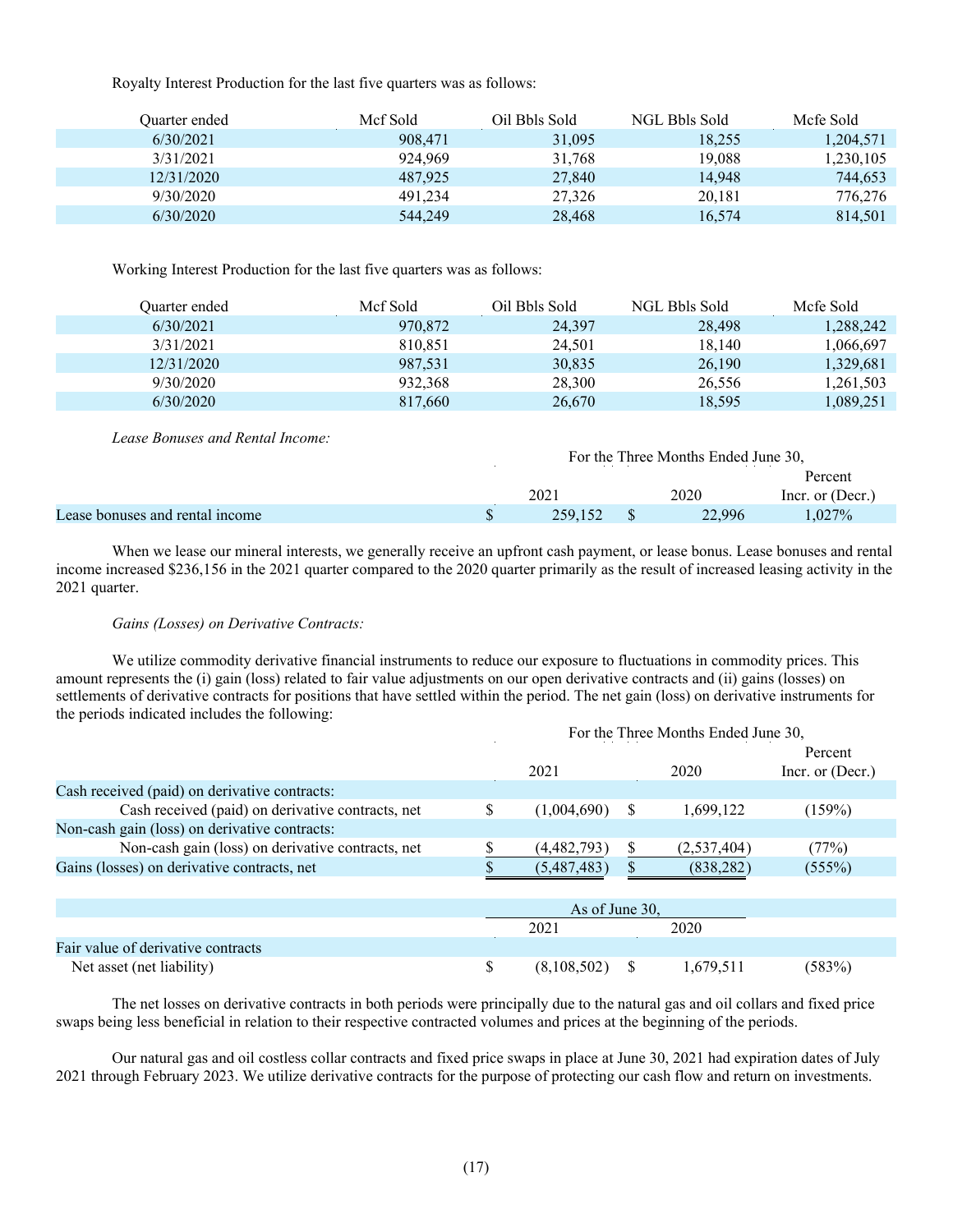Royalty Interest Production for the last five quarters was as follows:

| Quarter ended | Mcf Sold | Oil Bbls Sold | NGL Bbls Sold | Mcfe Sold |
|---|---|---|---|---|
| 6/30/2021 | 908,471 | 31,095 | 18,255 | 1,204,571 |
| 3/31/2021 | 924,969 | 31,768 | 19,088 | 1,230,105 |
| 12/31/2020 | 487,925 | 27,840 | 14,948 | 744,653 |
| 9/30/2020 | 491,234 | 27,326 | 20,181 | 776,276 |
| 6/30/2020 | 544,249 | 28,468 | 16,574 | 814,501 |

Working Interest Production for the last five quarters was as follows:

| Quarter ended | Mcf Sold | Oil Bbls Sold | NGL Bbls Sold | Mcfe Sold |
|---|---|---|---|---|
| 6/30/2021 | 970,872 | 24,397 | 28,498 | 1,288,242 |
| 3/31/2021 | 810,851 | 24,501 | 18,140 | 1,066,697 |
| 12/31/2020 | 987,531 | 30,835 | 26,190 | 1,329,681 |
| 9/30/2020 | 932,368 | 28,300 | 26,556 | 1,261,503 |
| 6/30/2020 | 817,660 | 26,670 | 18,595 | 1,089,251 |

*Lease Bonuses and Rental Income:*

| | For the Three Months Ended June 30, | | |
|---|---|---|---|
| | 2021 | 2020 | Percent Incr. or (Decr.) |
| Lease bonuses and rental income | $ 259,152 | $ 22,996 | 1,027% |

When we lease our mineral interests, we generally receive an upfront cash payment, or lease bonus. Lease bonuses and rental income increased $236,156 in the 2021 quarter compared to the 2020 quarter primarily as the result of increased leasing activity in the 2021 quarter.

*Gains (Losses) on Derivative Contracts:*

We utilize commodity derivative financial instruments to reduce our exposure to fluctuations in commodity prices. This amount represents the (i) gain (loss) related to fair value adjustments on our open derivative contracts and (ii) gains (losses) on settlements of derivative contracts for positions that have settled within the period. The net gain (loss) on derivative instruments for the periods indicated includes the following:

| | For the Three Months Ended June 30, | | |
|---|---|---|---|
| | 2021 | 2020 | Percent Incr. or (Decr.) |
| Cash received (paid) on derivative contracts: | | | |
| Cash received (paid) on derivative contracts, net | $ (1,004,690) | $ 1,699,122 | (159%) |
| Non-cash gain (loss) on derivative contracts: | | | |
| Non-cash gain (loss) on derivative contracts, net | $ (4,482,793) | $ (2,537,404) | (77%) |
| Gains (losses) on derivative contracts, net | $ (5,487,483) | $ (838,282) | (555%) |

| | As of June 30, | | |
|---|---|---|---|
| | 2021 | 2020 | |
| Fair value of derivative contracts | | | |
| Net asset (net liability) | $ (8,108,502) | $ 1,679,511 | (583%) |

The net losses on derivative contracts in both periods were principally due to the natural gas and oil collars and fixed price swaps being less beneficial in relation to their respective contracted volumes and prices at the beginning of the periods.

Our natural gas and oil costless collar contracts and fixed price swaps in place at June 30, 2021 had expiration dates of July 2021 through February 2023. We utilize derivative contracts for the purpose of protecting our cash flow and return on investments.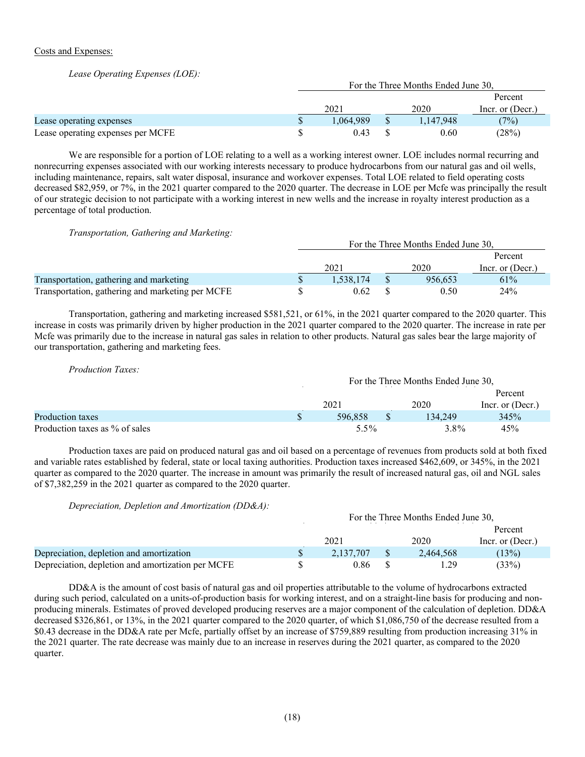Costs and Expenses:

*Lease Operating Expenses (LOE):*

| | For the Three Months Ended June 30, | | |
|---|---|---|---|
| | 2021 | 2020 | Percent Incr. or (Decr.) |
| Lease operating expenses | $ 1,064,989 | $ 1,147,948 | (7%) |
| Lease operating expenses per MCFE | $ 0.43 | $ 0.60 | (28%) |

We are responsible for a portion of LOE relating to a well as a working interest owner. LOE includes normal recurring and nonrecurring expenses associated with our working interests necessary to produce hydrocarbons from our natural gas and oil wells, including maintenance, repairs, salt water disposal, insurance and workover expenses. Total LOE related to field operating costs decreased $82,959, or 7%, in the 2021 quarter compared to the 2020 quarter. The decrease in LOE per Mcfe was principally the result of our strategic decision to not participate with a working interest in new wells and the increase in royalty interest production as a percentage of total production.

*Transportation, Gathering and Marketing:*

| | For the Three Months Ended June 30, | | |
|---|---|---|---|
| | 2021 | 2020 | Percent Incr. or (Decr.) |
| Transportation, gathering and marketing | $ 1,538,174 | $ 956,653 | 61% |
| Transportation, gathering and marketing per MCFE | $ 0.62 | $ 0.50 | 24% |

Transportation, gathering and marketing increased $581,521, or 61%, in the 2021 quarter compared to the 2020 quarter. This increase in costs was primarily driven by higher production in the 2021 quarter compared to the 2020 quarter. The increase in rate per Mcfe was primarily due to the increase in natural gas sales in relation to other products. Natural gas sales bear the large majority of our transportation, gathering and marketing fees.

*Production Taxes:*

| | For the Three Months Ended June 30, | | |
|---|---|---|---|
| | 2021 | 2020 | Percent Incr. or (Decr.) |
| Production taxes | $ 596,858 | $ 134,249 | 345% |
| Production taxes as % of sales | 5.5% | 3.8% | 45% |

Production taxes are paid on produced natural gas and oil based on a percentage of revenues from products sold at both fixed and variable rates established by federal, state or local taxing authorities. Production taxes increased $462,609, or 345%, in the 2021 quarter as compared to the 2020 quarter. The increase in amount was primarily the result of increased natural gas, oil and NGL sales of $7,382,259 in the 2021 quarter as compared to the 2020 quarter.

*Depreciation, Depletion and Amortization (DD&A):*

| | For the Three Months Ended June 30, | | |
|---|---|---|---|
| | 2021 | 2020 | Percent Incr. or (Decr.) |
| Depreciation, depletion and amortization | $ 2,137,707 | $ 2,464,568 | (13%) |
| Depreciation, depletion and amortization per MCFE | $ 0.86 | $ 1.29 | (33%) |

DD&A is the amount of cost basis of natural gas and oil properties attributable to the volume of hydrocarbons extracted during such period, calculated on a units-of-production basis for working interest, and on a straight-line basis for producing and non-producing minerals. Estimates of proved developed producing reserves are a major component of the calculation of depletion. DD&A decreased $326,861, or 13%, in the 2021 quarter compared to the 2020 quarter, of which $1,086,750 of the decrease resulted from a $0.43 decrease in the DD&A rate per Mcfe, partially offset by an increase of $759,889 resulting from production increasing 31% in the 2021 quarter. The rate decrease was mainly due to an increase in reserves during the 2021 quarter, as compared to the 2020 quarter.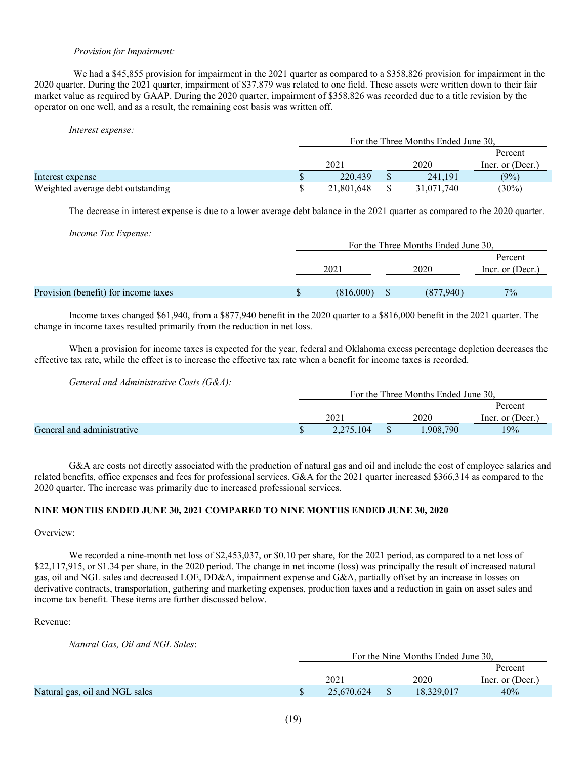*Provision for Impairment:*

We had a \$45,855 provision for impairment in the 2021 quarter as compared to a \$358,826 provision for impairment in the 2020 quarter. During the 2021 quarter, impairment of \$37,879 was related to one field. These assets were written down to their fair market value as required by GAAP. During the 2020 quarter, impairment of \$358,826 was recorded due to a title revision by the operator on one well, and as a result, the remaining cost basis was written off.

*Interest expense:*

| | For the Three Months Ended June 30, | | |
|---|---|---|---|
| | 2021 | 2020 | Percent Incr. or (Decr.) |
| Interest expense | $ 220,439 | $ 241,191 | (9%) |
| Weighted average debt outstanding | $ 21,801,648 | $ 31,071,740 | (30%) |

The decrease in interest expense is due to a lower average debt balance in the 2021 quarter as compared to the 2020 quarter.

*Income Tax Expense:*

| | For the Three Months Ended June 30, | | |
|---|---|---|---|
| | 2021 | 2020 | Percent Incr. or (Decr.) |
| Provision (benefit) for income taxes | $ (816,000) | $ (877,940) | 7% |

Income taxes changed \$61,940, from a \$877,940 benefit in the 2020 quarter to a \$816,000 benefit in the 2021 quarter. The change in income taxes resulted primarily from the reduction in net loss.

When a provision for income taxes is expected for the year, federal and Oklahoma excess percentage depletion decreases the effective tax rate, while the effect is to increase the effective tax rate when a benefit for income taxes is recorded.

*General and Administrative Costs (G&A):*

| | For the Three Months Ended June 30, | | |
|---|---|---|---|
| | 2021 | 2020 | Percent Incr. or (Decr.) |
| General and administrative | $ 2,275,104 | $ 1,908,790 | 19% |

G&A are costs not directly associated with the production of natural gas and oil and include the cost of employee salaries and related benefits, office expenses and fees for professional services. G&A for the 2021 quarter increased \$366,314 as compared to the 2020 quarter. The increase was primarily due to increased professional services.

## NINE MONTHS ENDED JUNE 30, 2021 COMPARED TO NINE MONTHS ENDED JUNE 30, 2020

Overview:

We recorded a nine-month net loss of \$2,453,037, or \$0.10 per share, for the 2021 period, as compared to a net loss of \$22,117,915, or \$1.34 per share, in the 2020 period. The change in net income (loss) was principally the result of increased natural gas, oil and NGL sales and decreased LOE, DD&A, impairment expense and G&A, partially offset by an increase in losses on derivative contracts, transportation, gathering and marketing expenses, production taxes and a reduction in gain on asset sales and income tax benefit. These items are further discussed below.

Revenue:

*Natural Gas, Oil and NGL Sales*:

| | For the Nine Months Ended June 30, | | |
|---|---|---|---|
| | 2021 | 2020 | Percent Incr. or (Decr.) |
| Natural gas, oil and NGL sales | $ 25,670,624 | $ 18,329,017 | 40% |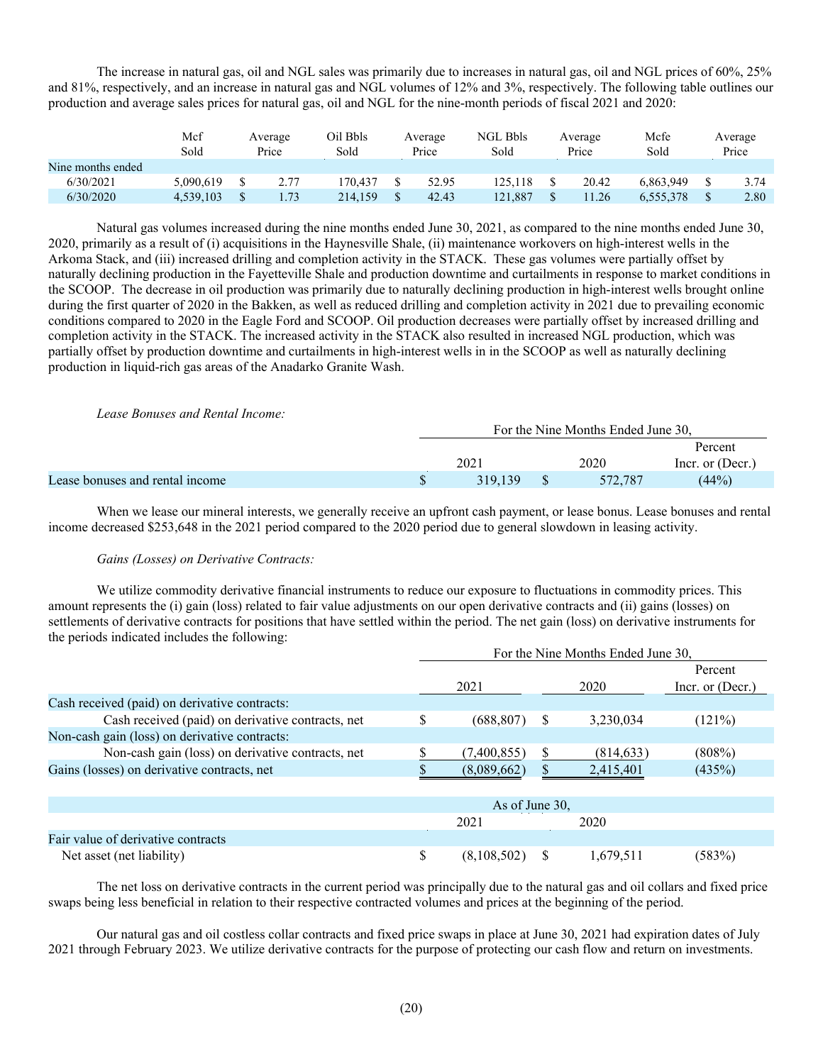The increase in natural gas, oil and NGL sales was primarily due to increases in natural gas, oil and NGL prices of 60%, 25% and 81%, respectively, and an increase in natural gas and NGL volumes of 12% and 3%, respectively. The following table outlines our production and average sales prices for natural gas, oil and NGL for the nine-month periods of fiscal 2021 and 2020:

| | Mcf Sold | Average Price | Oil Bbls Sold | Average Price | NGL Bbls Sold | Average Price | Mcfe Sold | Average Price |
|---|---|---|---|---|---|---|---|---|
| Nine months ended | | | | | | | | |
| 6/30/2021 | 5,090,619 | $ 2.77 | 170,437 | $ 52.95 | 125,118 | $ 20.42 | 6,863,949 | $ 3.74 |
| 6/30/2020 | 4,539,103 | $ 1.73 | 214,159 | $ 42.43 | 121,887 | $ 11.26 | 6,555,378 | $ 2.80 |

Natural gas volumes increased during the nine months ended June 30, 2021, as compared to the nine months ended June 30, 2020, primarily as a result of (i) acquisitions in the Haynesville Shale, (ii) maintenance workovers on high-interest wells in the Arkoma Stack, and (iii) increased drilling and completion activity in the STACK. These gas volumes were partially offset by naturally declining production in the Fayetteville Shale and production downtime and curtailments in response to market conditions in the SCOOP. The decrease in oil production was primarily due to naturally declining production in high-interest wells brought online during the first quarter of 2020 in the Bakken, as well as reduced drilling and completion activity in 2021 due to prevailing economic conditions compared to 2020 in the Eagle Ford and SCOOP. Oil production decreases were partially offset by increased drilling and completion activity in the STACK. The increased activity in the STACK also resulted in increased NGL production, which was partially offset by production downtime and curtailments in high-interest wells in in the SCOOP as well as naturally declining production in liquid-rich gas areas of the Anadarko Granite Wash.

*Lease Bonuses and Rental Income:*

| | For the Nine Months Ended June 30, | | |
|---|---|---|---|
| | 2021 | 2020 | Percent Incr. or (Decr.) |
| Lease bonuses and rental income | $ 319,139 | $ 572,787 | (44%) |

When we lease our mineral interests, we generally receive an upfront cash payment, or lease bonus. Lease bonuses and rental income decreased $253,648 in the 2021 period compared to the 2020 period due to general slowdown in leasing activity.

*Gains (Losses) on Derivative Contracts:*

We utilize commodity derivative financial instruments to reduce our exposure to fluctuations in commodity prices. This amount represents the (i) gain (loss) related to fair value adjustments on our open derivative contracts and (ii) gains (losses) on settlements of derivative contracts for positions that have settled within the period. The net gain (loss) on derivative instruments for the periods indicated includes the following:

| | For the Nine Months Ended June 30, | | |
|---|---|---|---|
| | 2021 | 2020 | Percent Incr. or (Decr.) |
| Cash received (paid) on derivative contracts: | | | |
| Cash received (paid) on derivative contracts, net | $ (688,807) | $ 3,230,034 | (121%) |
| Non-cash gain (loss) on derivative contracts: | | | |
| Non-cash gain (loss) on derivative contracts, net | $ (7,400,855) | $ (814,633) | (808%) |
| Gains (losses) on derivative contracts, net | $ (8,089,662) | $ 2,415,401 | (435%) |

| | As of June 30, | | |
|---|---|---|---|
| | 2021 | 2020 | |
| Fair value of derivative contracts | | | |
| Net asset (net liability) | $ (8,108,502) | $ 1,679,511 | (583%) |

The net loss on derivative contracts in the current period was principally due to the natural gas and oil collars and fixed price swaps being less beneficial in relation to their respective contracted volumes and prices at the beginning of the period.

Our natural gas and oil costless collar contracts and fixed price swaps in place at June 30, 2021 had expiration dates of July 2021 through February 2023. We utilize derivative contracts for the purpose of protecting our cash flow and return on investments.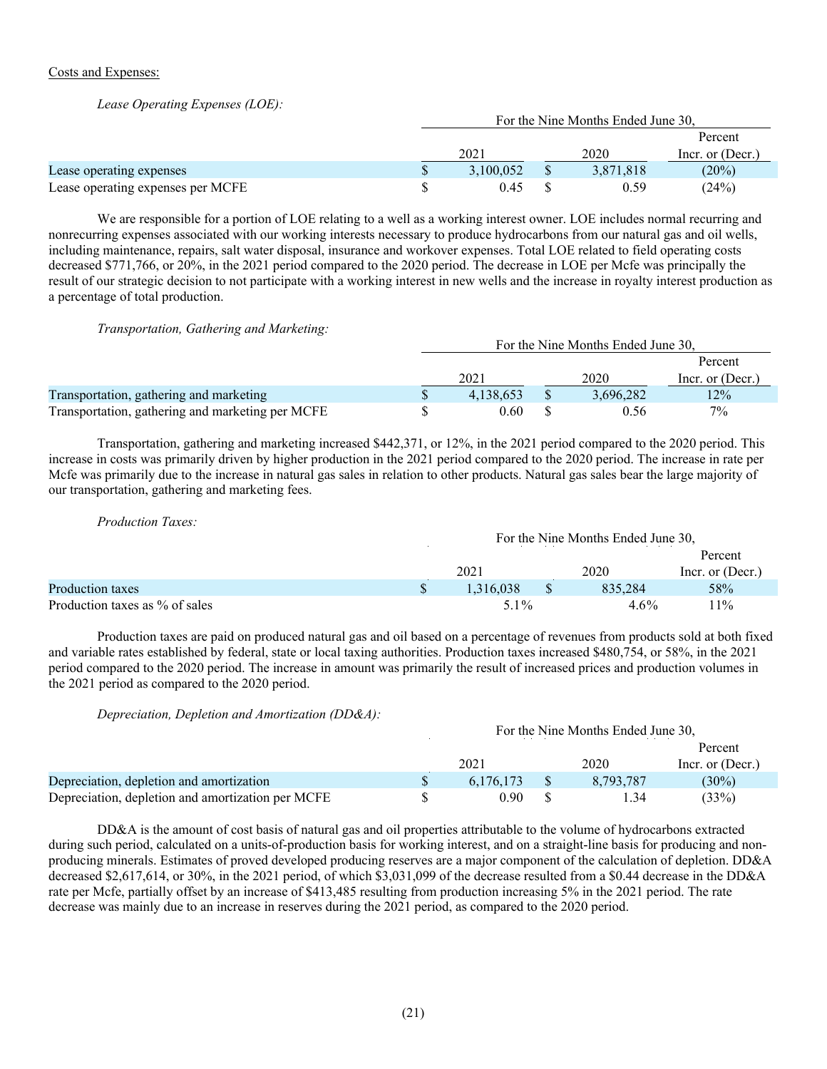Costs and Expenses:

*Lease Operating Expenses (LOE):*

| | For the Nine Months Ended June 30, | | |
|---|---|---|---|
| | 2021 | 2020 | Percent Incr. or (Decr.) |
| Lease operating expenses | $ 3,100,052 | $ 3,871,818 | (20%) |
| Lease operating expenses per MCFE | $ 0.45 | $ 0.59 | (24%) |

We are responsible for a portion of LOE relating to a well as a working interest owner. LOE includes normal recurring and nonrecurring expenses associated with our working interests necessary to produce hydrocarbons from our natural gas and oil wells, including maintenance, repairs, salt water disposal, insurance and workover expenses. Total LOE related to field operating costs decreased $771,766, or 20%, in the 2021 period compared to the 2020 period. The decrease in LOE per Mcfe was principally the result of our strategic decision to not participate with a working interest in new wells and the increase in royalty interest production as a percentage of total production.

*Transportation, Gathering and Marketing:*

| | For the Nine Months Ended June 30, | | |
|---|---|---|---|
| | 2021 | 2020 | Percent Incr. or (Decr.) |
| Transportation, gathering and marketing | $ 4,138,653 | $ 3,696,282 | 12% |
| Transportation, gathering and marketing per MCFE | $ 0.60 | $ 0.56 | 7% |

Transportation, gathering and marketing increased $442,371, or 12%, in the 2021 period compared to the 2020 period. This increase in costs was primarily driven by higher production in the 2021 period compared to the 2020 period. The increase in rate per Mcfe was primarily due to the increase in natural gas sales in relation to other products. Natural gas sales bear the large majority of our transportation, gathering and marketing fees.

*Production Taxes:*

| | For the Nine Months Ended June 30, | | |
|---|---|---|---|
| | 2021 | 2020 | Percent Incr. or (Decr.) |
| Production taxes | $ 1,316,038 | $ 835,284 | 58% |
| Production taxes as % of sales | 5.1% | 4.6% | 11% |

Production taxes are paid on produced natural gas and oil based on a percentage of revenues from products sold at both fixed and variable rates established by federal, state or local taxing authorities. Production taxes increased $480,754, or 58%, in the 2021 period compared to the 2020 period. The increase in amount was primarily the result of increased prices and production volumes in the 2021 period as compared to the 2020 period.

*Depreciation, Depletion and Amortization (DD&A):*

| | For the Nine Months Ended June 30, | | |
|---|---|---|---|
| | 2021 | 2020 | Percent Incr. or (Decr.) |
| Depreciation, depletion and amortization | $ 6,176,173 | $ 8,793,787 | (30%) |
| Depreciation, depletion and amortization per MCFE | $ 0.90 | $ 1.34 | (33%) |

DD&A is the amount of cost basis of natural gas and oil properties attributable to the volume of hydrocarbons extracted during such period, calculated on a units-of-production basis for working interest, and on a straight-line basis for producing and non-producing minerals. Estimates of proved developed producing reserves are a major component of the calculation of depletion. DD&A decreased $2,617,614, or 30%, in the 2021 period, of which $3,031,099 of the decrease resulted from a $0.44 decrease in the DD&A rate per Mcfe, partially offset by an increase of $413,485 resulting from production increasing 5% in the 2021 period. The rate decrease was mainly due to an increase in reserves during the 2021 period, as compared to the 2020 period.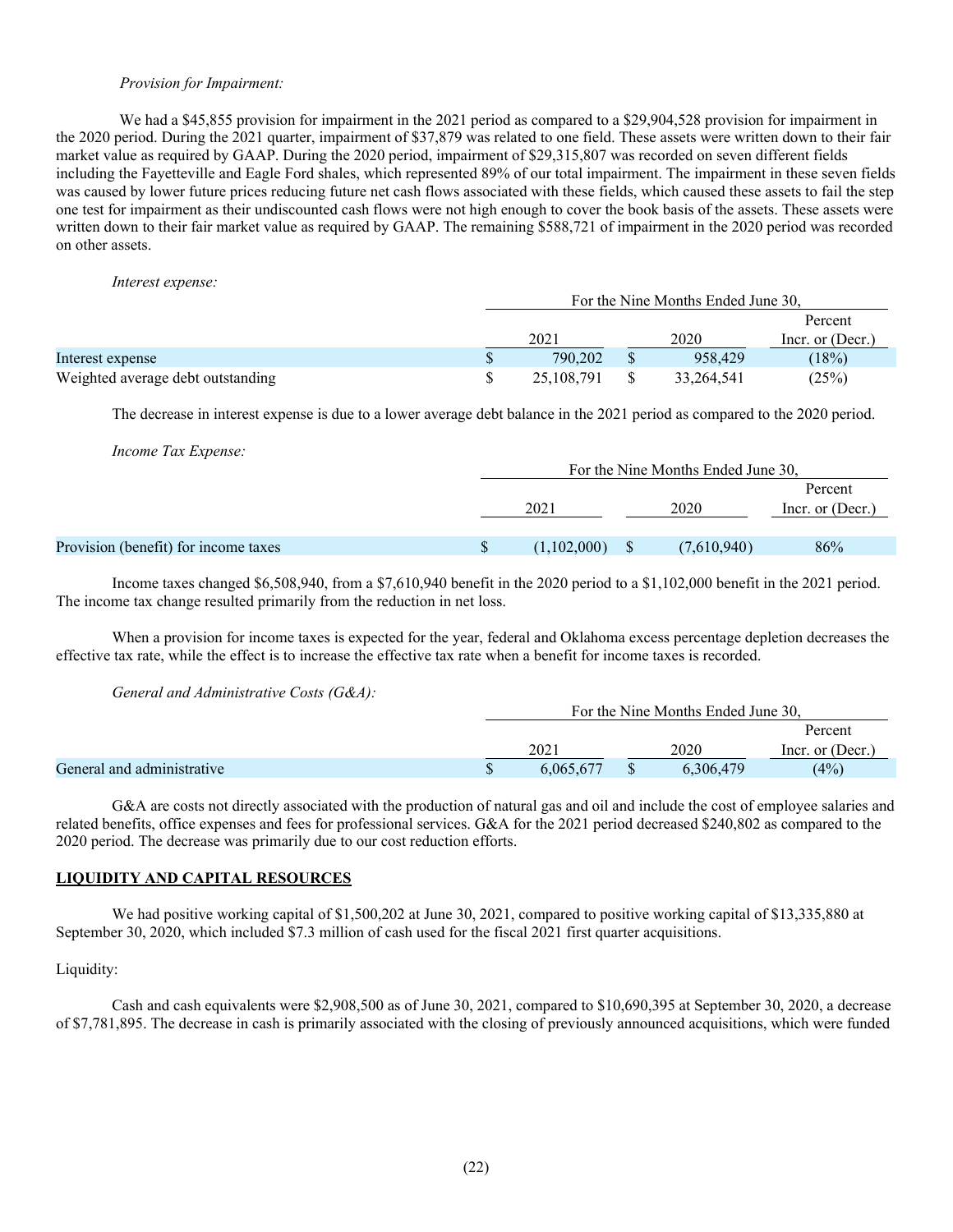*Provision for Impairment:*

We had a $45,855 provision for impairment in the 2021 period as compared to a $29,904,528 provision for impairment in the 2020 period. During the 2021 quarter, impairment of $37,879 was related to one field. These assets were written down to their fair market value as required by GAAP. During the 2020 period, impairment of $29,315,807 was recorded on seven different fields including the Fayetteville and Eagle Ford shales, which represented 89% of our total impairment. The impairment in these seven fields was caused by lower future prices reducing future net cash flows associated with these fields, which caused these assets to fail the step one test for impairment as their undiscounted cash flows were not high enough to cover the book basis of the assets. These assets were written down to their fair market value as required by GAAP. The remaining $588,721 of impairment in the 2020 period was recorded on other assets.

*Interest expense:*

| | For the Nine Months Ended June 30, | | |
|---|---|---|---|
| | 2021 | 2020 | Percent Incr. or (Decr.) |
| Interest expense | $ 790,202 | $ 958,429 | (18%) |
| Weighted average debt outstanding | $ 25,108,791 | $ 33,264,541 | (25%) |

The decrease in interest expense is due to a lower average debt balance in the 2021 period as compared to the 2020 period.

*Income Tax Expense:*

| | For the Nine Months Ended June 30, | | |
|---|---|---|---|
| | 2021 | 2020 | Percent Incr. or (Decr.) |
| Provision (benefit) for income taxes | $ (1,102,000) | $ (7,610,940) | 86% |

Income taxes changed $6,508,940, from a $7,610,940 benefit in the 2020 period to a $1,102,000 benefit in the 2021 period. The income tax change resulted primarily from the reduction in net loss.

When a provision for income taxes is expected for the year, federal and Oklahoma excess percentage depletion decreases the effective tax rate, while the effect is to increase the effective tax rate when a benefit for income taxes is recorded.

*General and Administrative Costs (G&A):*

| | For the Nine Months Ended June 30, | | |
|---|---|---|---|
| | 2021 | 2020 | Percent Incr. or (Decr.) |
| General and administrative | $ 6,065,677 | $ 6,306,479 | (4%) |

G&A are costs not directly associated with the production of natural gas and oil and include the cost of employee salaries and related benefits, office expenses and fees for professional services. G&A for the 2021 period decreased $240,802 as compared to the 2020 period. The decrease was primarily due to our cost reduction efforts.

## LIQUIDITY AND CAPITAL RESOURCES

We had positive working capital of $1,500,202 at June 30, 2021, compared to positive working capital of $13,335,880 at September 30, 2020, which included $7.3 million of cash used for the fiscal 2021 first quarter acquisitions.

Liquidity:

Cash and cash equivalents were $2,908,500 as of June 30, 2021, compared to $10,690,395 at September 30, 2020, a decrease of $7,781,895. The decrease in cash is primarily associated with the closing of previously announced acquisitions, which were funded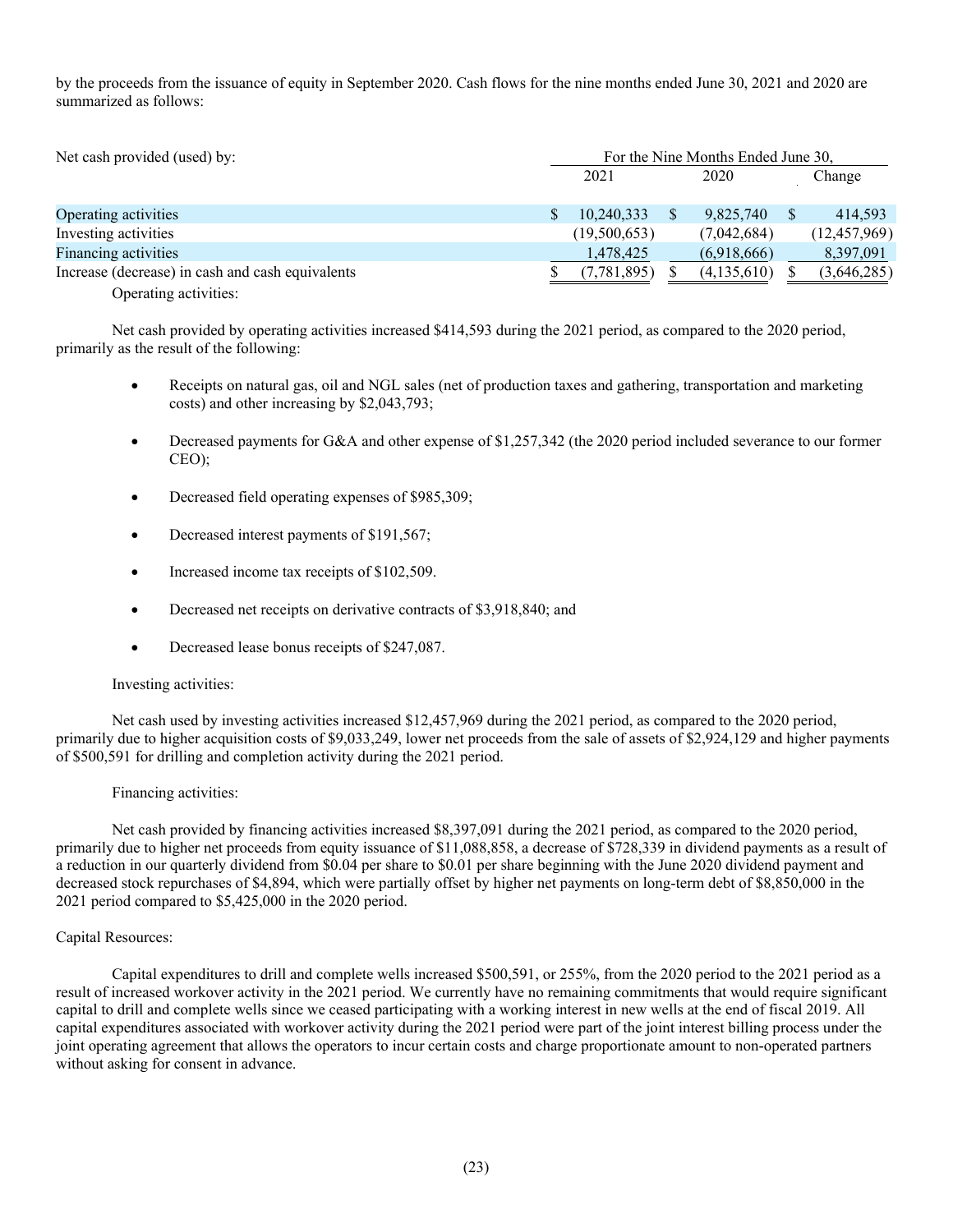by the proceeds from the issuance of equity in September 2020. Cash flows for the nine months ended June 30, 2021 and 2020 are summarized as follows:

| Net cash provided (used) by: | For the Nine Months Ended June 30, | | |
|---|---|---|---|
| | 2021 | 2020 | Change |
| Operating activities | $ 10,240,333 | $ 9,825,740 | $ 414,593 |
| Investing activities | (19,500,653) | (7,042,684) | (12,457,969) |
| Financing activities | 1,478,425 | (6,918,666) | 8,397,091 |
| Increase (decrease) in cash and cash equivalents | $ (7,781,895) | $ (4,135,610) | $ (3,646,285) |

Operating activities:

Net cash provided by operating activities increased $414,593 during the 2021 period, as compared to the 2020 period, primarily as the result of the following:

- Receipts on natural gas, oil and NGL sales (net of production taxes and gathering, transportation and marketing costs) and other increasing by $2,043,793;
- Decreased payments for G&A and other expense of $1,257,342 (the 2020 period included severance to our former CEO);
- Decreased field operating expenses of $985,309;
- Decreased interest payments of $191,567;
- Increased income tax receipts of $102,509.
- Decreased net receipts on derivative contracts of $3,918,840; and
- Decreased lease bonus receipts of $247,087.

Investing activities:

Net cash used by investing activities increased $12,457,969 during the 2021 period, as compared to the 2020 period, primarily due to higher acquisition costs of $9,033,249, lower net proceeds from the sale of assets of $2,924,129 and higher payments of $500,591 for drilling and completion activity during the 2021 period.

Financing activities:

Net cash provided by financing activities increased $8,397,091 during the 2021 period, as compared to the 2020 period, primarily due to higher net proceeds from equity issuance of $11,088,858, a decrease of $728,339 in dividend payments as a result of a reduction in our quarterly dividend from $0.04 per share to $0.01 per share beginning with the June 2020 dividend payment and decreased stock repurchases of $4,894, which were partially offset by higher net payments on long-term debt of $8,850,000 in the 2021 period compared to $5,425,000 in the 2020 period.

Capital Resources:

Capital expenditures to drill and complete wells increased $500,591, or 255%, from the 2020 period to the 2021 period as a result of increased workover activity in the 2021 period. We currently have no remaining commitments that would require significant capital to drill and complete wells since we ceased participating with a working interest in new wells at the end of fiscal 2019. All capital expenditures associated with workover activity during the 2021 period were part of the joint interest billing process under the joint operating agreement that allows the operators to incur certain costs and charge proportionate amount to non-operated partners without asking for consent in advance.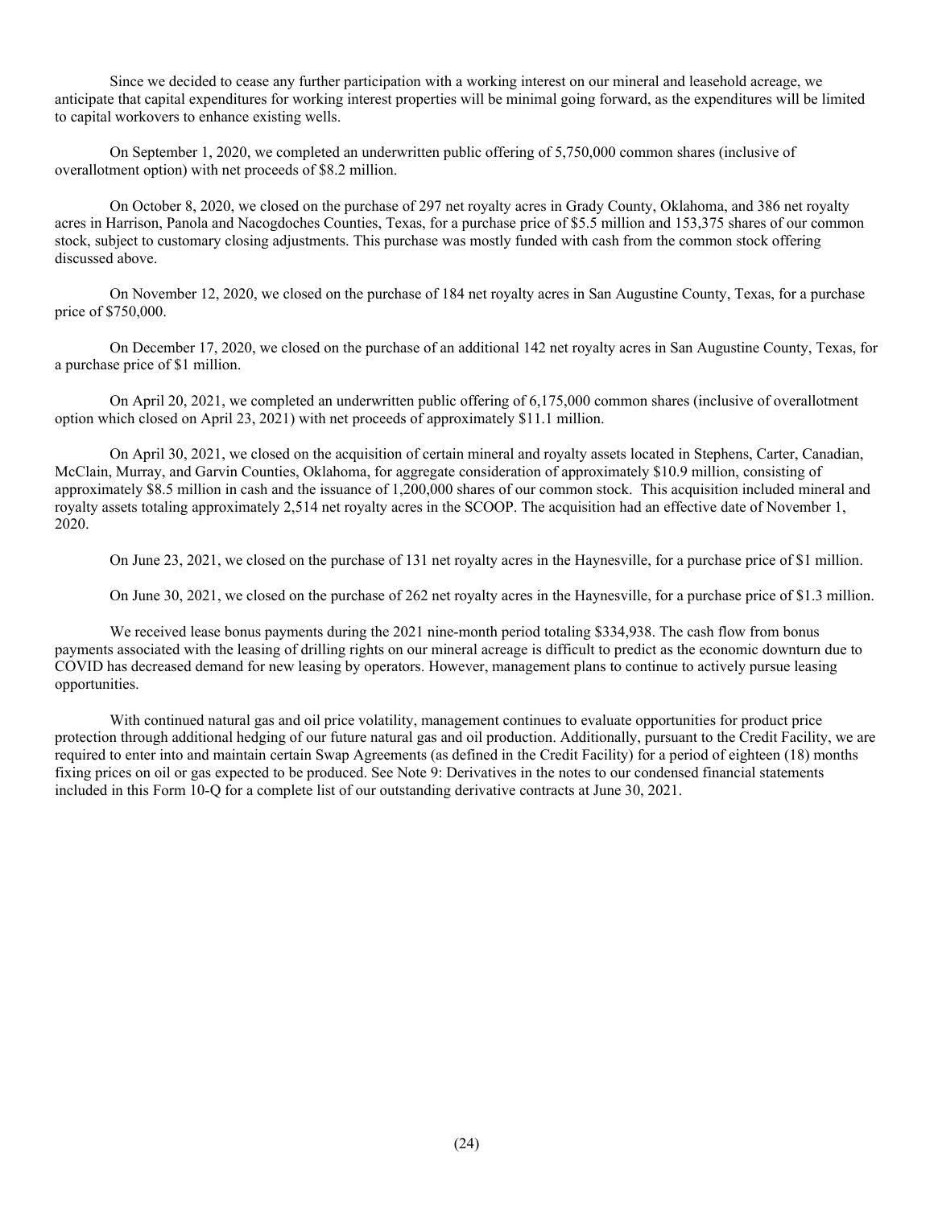Since we decided to cease any further participation with a working interest on our mineral and leasehold acreage, we anticipate that capital expenditures for working interest properties will be minimal going forward, as the expenditures will be limited to capital workovers to enhance existing wells.

On September 1, 2020, we completed an underwritten public offering of 5,750,000 common shares (inclusive of overallotment option) with net proceeds of $8.2 million.

On October 8, 2020, we closed on the purchase of 297 net royalty acres in Grady County, Oklahoma, and 386 net royalty acres in Harrison, Panola and Nacogdoches Counties, Texas, for a purchase price of $5.5 million and 153,375 shares of our common stock, subject to customary closing adjustments. This purchase was mostly funded with cash from the common stock offering discussed above.

On November 12, 2020, we closed on the purchase of 184 net royalty acres in San Augustine County, Texas, for a purchase price of $750,000.

On December 17, 2020, we closed on the purchase of an additional 142 net royalty acres in San Augustine County, Texas, for a purchase price of $1 million.

On April 20, 2021, we completed an underwritten public offering of 6,175,000 common shares (inclusive of overallotment option which closed on April 23, 2021) with net proceeds of approximately $11.1 million.

On April 30, 2021, we closed on the acquisition of certain mineral and royalty assets located in Stephens, Carter, Canadian, McClain, Murray, and Garvin Counties, Oklahoma, for aggregate consideration of approximately $10.9 million, consisting of approximately $8.5 million in cash and the issuance of 1,200,000 shares of our common stock. This acquisition included mineral and royalty assets totaling approximately 2,514 net royalty acres in the SCOOP. The acquisition had an effective date of November 1, 2020.

On June 23, 2021, we closed on the purchase of 131 net royalty acres in the Haynesville, for a purchase price of $1 million.

On June 30, 2021, we closed on the purchase of 262 net royalty acres in the Haynesville, for a purchase price of $1.3 million.

We received lease bonus payments during the 2021 nine-month period totaling $334,938. The cash flow from bonus payments associated with the leasing of drilling rights on our mineral acreage is difficult to predict as the economic downturn due to COVID has decreased demand for new leasing by operators. However, management plans to continue to actively pursue leasing opportunities.

With continued natural gas and oil price volatility, management continues to evaluate opportunities for product price protection through additional hedging of our future natural gas and oil production. Additionally, pursuant to the Credit Facility, we are required to enter into and maintain certain Swap Agreements (as defined in the Credit Facility) for a period of eighteen (18) months fixing prices on oil or gas expected to be produced. See Note 9: Derivatives in the notes to our condensed financial statements included in this Form 10-Q for a complete list of our outstanding derivative contracts at June 30, 2021.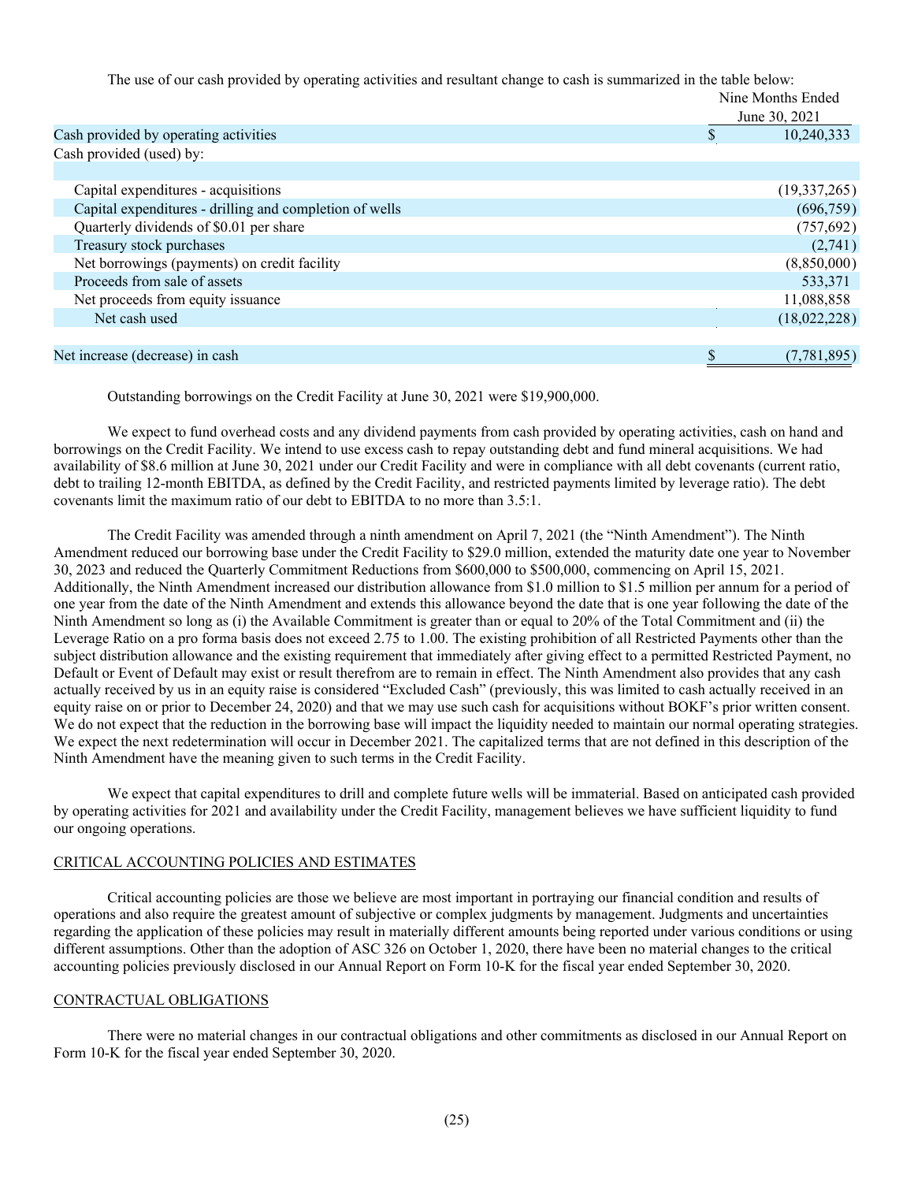The use of our cash provided by operating activities and resultant change to cash is summarized in the table below:

| | Nine Months Ended June 30, 2021 |
|---|---|
| Cash provided by operating activities | $ 10,240,333 |
| Cash provided (used) by: | |
| | |
| Capital expenditures - acquisitions | (19,337,265) |
| Capital expenditures - drilling and completion of wells | (696,759) |
| Quarterly dividends of $0.01 per share | (757,692) |
| Treasury stock purchases | (2,741) |
| Net borrowings (payments) on credit facility | (8,850,000) |
| Proceeds from sale of assets | 533,371 |
| Net proceeds from equity issuance | 11,088,858 |
| Net cash used | (18,022,228) |
| | |
| Net increase (decrease) in cash | $ (7,781,895) |

Outstanding borrowings on the Credit Facility at June 30, 2021 were $19,900,000.

We expect to fund overhead costs and any dividend payments from cash provided by operating activities, cash on hand and borrowings on the Credit Facility. We intend to use excess cash to repay outstanding debt and fund mineral acquisitions. We had availability of $8.6 million at June 30, 2021 under our Credit Facility and were in compliance with all debt covenants (current ratio, debt to trailing 12-month EBITDA, as defined by the Credit Facility, and restricted payments limited by leverage ratio). The debt covenants limit the maximum ratio of our debt to EBITDA to no more than 3.5:1.

The Credit Facility was amended through a ninth amendment on April 7, 2021 (the "Ninth Amendment"). The Ninth Amendment reduced our borrowing base under the Credit Facility to $29.0 million, extended the maturity date one year to November 30, 2023 and reduced the Quarterly Commitment Reductions from $600,000 to $500,000, commencing on April 15, 2021. Additionally, the Ninth Amendment increased our distribution allowance from $1.0 million to $1.5 million per annum for a period of one year from the date of the Ninth Amendment and extends this allowance beyond the date that is one year following the date of the Ninth Amendment so long as (i) the Available Commitment is greater than or equal to 20% of the Total Commitment and (ii) the Leverage Ratio on a pro forma basis does not exceed 2.75 to 1.00. The existing prohibition of all Restricted Payments other than the subject distribution allowance and the existing requirement that immediately after giving effect to a permitted Restricted Payment, no Default or Event of Default may exist or result therefrom are to remain in effect. The Ninth Amendment also provides that any cash actually received by us in an equity raise is considered "Excluded Cash" (previously, this was limited to cash actually received in an equity raise on or prior to December 24, 2020) and that we may use such cash for acquisitions without BOKF's prior written consent. We do not expect that the reduction in the borrowing base will impact the liquidity needed to maintain our normal operating strategies. We expect the next redetermination will occur in December 2021. The capitalized terms that are not defined in this description of the Ninth Amendment have the meaning given to such terms in the Credit Facility.

We expect that capital expenditures to drill and complete future wells will be immaterial. Based on anticipated cash provided by operating activities for 2021 and availability under the Credit Facility, management believes we have sufficient liquidity to fund our ongoing operations.

## CRITICAL ACCOUNTING POLICIES AND ESTIMATES

Critical accounting policies are those we believe are most important in portraying our financial condition and results of operations and also require the greatest amount of subjective or complex judgments by management. Judgments and uncertainties regarding the application of these policies may result in materially different amounts being reported under various conditions or using different assumptions. Other than the adoption of ASC 326 on October 1, 2020, there have been no material changes to the critical accounting policies previously disclosed in our Annual Report on Form 10-K for the fiscal year ended September 30, 2020.

## CONTRACTUAL OBLIGATIONS

There were no material changes in our contractual obligations and other commitments as disclosed in our Annual Report on Form 10-K for the fiscal year ended September 30, 2020.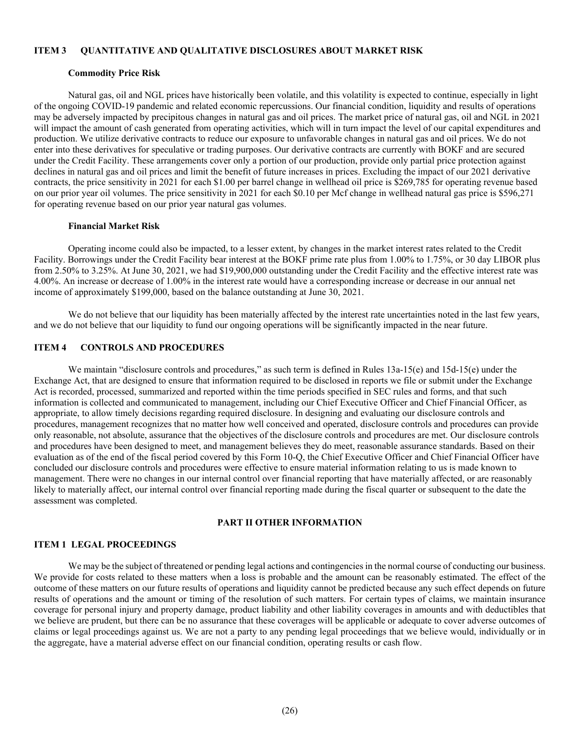## ITEM 3 QUANTITATIVE AND QUALITATIVE DISCLOSURES ABOUT MARKET RISK

### Commodity Price Risk

Natural gas, oil and NGL prices have historically been volatile, and this volatility is expected to continue, especially in light of the ongoing COVID-19 pandemic and related economic repercussions. Our financial condition, liquidity and results of operations may be adversely impacted by precipitous changes in natural gas and oil prices. The market price of natural gas, oil and NGL in 2021 will impact the amount of cash generated from operating activities, which will in turn impact the level of our capital expenditures and production. We utilize derivative contracts to reduce our exposure to unfavorable changes in natural gas and oil prices. We do not enter into these derivatives for speculative or trading purposes. Our derivative contracts are currently with BOKF and are secured under the Credit Facility. These arrangements cover only a portion of our production, provide only partial price protection against declines in natural gas and oil prices and limit the benefit of future increases in prices. Excluding the impact of our 2021 derivative contracts, the price sensitivity in 2021 for each $1.00 per barrel change in wellhead oil price is $269,785 for operating revenue based on our prior year oil volumes. The price sensitivity in 2021 for each $0.10 per Mcf change in wellhead natural gas price is $596,271 for operating revenue based on our prior year natural gas volumes.

### Financial Market Risk

Operating income could also be impacted, to a lesser extent, by changes in the market interest rates related to the Credit Facility. Borrowings under the Credit Facility bear interest at the BOKF prime rate plus from 1.00% to 1.75%, or 30 day LIBOR plus from 2.50% to 3.25%. At June 30, 2021, we had $19,900,000 outstanding under the Credit Facility and the effective interest rate was 4.00%. An increase or decrease of 1.00% in the interest rate would have a corresponding increase or decrease in our annual net income of approximately $199,000, based on the balance outstanding at June 30, 2021.

We do not believe that our liquidity has been materially affected by the interest rate uncertainties noted in the last few years, and we do not believe that our liquidity to fund our ongoing operations will be significantly impacted in the near future.

## ITEM 4 CONTROLS AND PROCEDURES

We maintain "disclosure controls and procedures," as such term is defined in Rules 13a-15(e) and 15d-15(e) under the Exchange Act, that are designed to ensure that information required to be disclosed in reports we file or submit under the Exchange Act is recorded, processed, summarized and reported within the time periods specified in SEC rules and forms, and that such information is collected and communicated to management, including our Chief Executive Officer and Chief Financial Officer, as appropriate, to allow timely decisions regarding required disclosure. In designing and evaluating our disclosure controls and procedures, management recognizes that no matter how well conceived and operated, disclosure controls and procedures can provide only reasonable, not absolute, assurance that the objectives of the disclosure controls and procedures are met. Our disclosure controls and procedures have been designed to meet, and management believes they do meet, reasonable assurance standards. Based on their evaluation as of the end of the fiscal period covered by this Form 10-Q, the Chief Executive Officer and Chief Financial Officer have concluded our disclosure controls and procedures were effective to ensure material information relating to us is made known to management. There were no changes in our internal control over financial reporting that have materially affected, or are reasonably likely to materially affect, our internal control over financial reporting made during the fiscal quarter or subsequent to the date the assessment was completed.

# PART II OTHER INFORMATION

## ITEM 1 LEGAL PROCEEDINGS

We may be the subject of threatened or pending legal actions and contingencies in the normal course of conducting our business. We provide for costs related to these matters when a loss is probable and the amount can be reasonably estimated. The effect of the outcome of these matters on our future results of operations and liquidity cannot be predicted because any such effect depends on future results of operations and the amount or timing of the resolution of such matters. For certain types of claims, we maintain insurance coverage for personal injury and property damage, product liability and other liability coverages in amounts and with deductibles that we believe are prudent, but there can be no assurance that these coverages will be applicable or adequate to cover adverse outcomes of claims or legal proceedings against us. We are not a party to any pending legal proceedings that we believe would, individually or in the aggregate, have a material adverse effect on our financial condition, operating results or cash flow.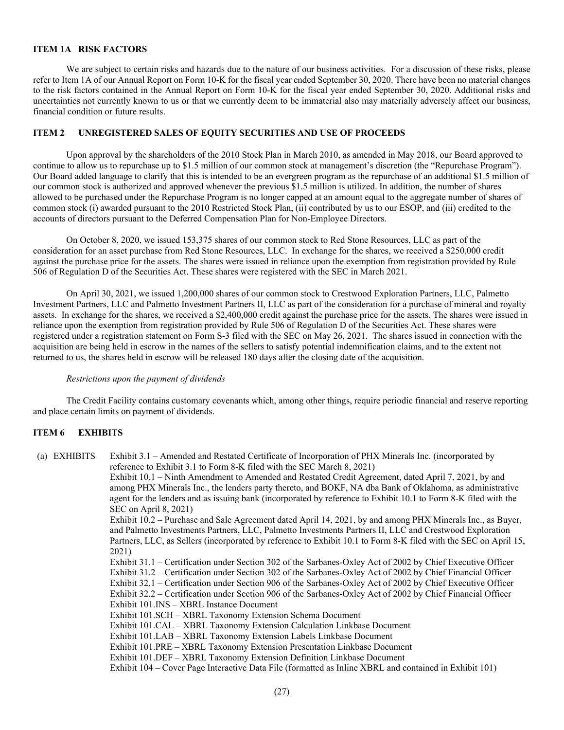## ITEM 1A RISK FACTORS

We are subject to certain risks and hazards due to the nature of our business activities. For a discussion of these risks, please refer to Item 1A of our Annual Report on Form 10-K for the fiscal year ended September 30, 2020. There have been no material changes to the risk factors contained in the Annual Report on Form 10-K for the fiscal year ended September 30, 2020. Additional risks and uncertainties not currently known to us or that we currently deem to be immaterial also may materially adversely affect our business, financial condition or future results.

## ITEM 2 UNREGISTERED SALES OF EQUITY SECURITIES AND USE OF PROCEEDS

Upon approval by the shareholders of the 2010 Stock Plan in March 2010, as amended in May 2018, our Board approved to continue to allow us to repurchase up to \$1.5 million of our common stock at management's discretion (the "Repurchase Program"). Our Board added language to clarify that this is intended to be an evergreen program as the repurchase of an additional \$1.5 million of our common stock is authorized and approved whenever the previous \$1.5 million is utilized. In addition, the number of shares allowed to be purchased under the Repurchase Program is no longer capped at an amount equal to the aggregate number of shares of common stock (i) awarded pursuant to the 2010 Restricted Stock Plan, (ii) contributed by us to our ESOP, and (iii) credited to the accounts of directors pursuant to the Deferred Compensation Plan for Non-Employee Directors.

On October 8, 2020, we issued 153,375 shares of our common stock to Red Stone Resources, LLC as part of the consideration for an asset purchase from Red Stone Resources, LLC. In exchange for the shares, we received a \$250,000 credit against the purchase price for the assets. The shares were issued in reliance upon the exemption from registration provided by Rule 506 of Regulation D of the Securities Act. These shares were registered with the SEC in March 2021.

On April 30, 2021, we issued 1,200,000 shares of our common stock to Crestwood Exploration Partners, LLC, Palmetto Investment Partners, LLC and Palmetto Investment Partners II, LLC as part of the consideration for a purchase of mineral and royalty assets. In exchange for the shares, we received a \$2,400,000 credit against the purchase price for the assets. The shares were issued in reliance upon the exemption from registration provided by Rule 506 of Regulation D of the Securities Act. These shares were registered under a registration statement on Form S-3 filed with the SEC on May 26, 2021. The shares issued in connection with the acquisition are being held in escrow in the names of the sellers to satisfy potential indemnification claims, and to the extent not returned to us, the shares held in escrow will be released 180 days after the closing date of the acquisition.

*Restrictions upon the payment of dividends*

The Credit Facility contains customary covenants which, among other things, require periodic financial and reserve reporting and place certain limits on payment of dividends.

## ITEM 6 EXHIBITS

(a) EXHIBITS

Exhibit 3.1 – Amended and Restated Certificate of Incorporation of PHX Minerals Inc. (incorporated by reference to Exhibit 3.1 to Form 8-K filed with the SEC March 8, 2021)

Exhibit 10.1 – Ninth Amendment to Amended and Restated Credit Agreement, dated April 7, 2021, by and among PHX Minerals Inc., the lenders party thereto, and BOKF, NA dba Bank of Oklahoma, as administrative agent for the lenders and as issuing bank (incorporated by reference to Exhibit 10.1 to Form 8-K filed with the SEC on April 8, 2021)

Exhibit 10.2 – Purchase and Sale Agreement dated April 14, 2021, by and among PHX Minerals Inc., as Buyer, and Palmetto Investments Partners, LLC, Palmetto Investments Partners II, LLC and Crestwood Exploration Partners, LLC, as Sellers (incorporated by reference to Exhibit 10.1 to Form 8-K filed with the SEC on April 15, 2021)

Exhibit 31.1 – Certification under Section 302 of the Sarbanes-Oxley Act of 2002 by Chief Executive Officer

Exhibit 31.2 – Certification under Section 302 of the Sarbanes-Oxley Act of 2002 by Chief Financial Officer

Exhibit 32.1 – Certification under Section 906 of the Sarbanes-Oxley Act of 2002 by Chief Executive Officer

Exhibit 32.2 – Certification under Section 906 of the Sarbanes-Oxley Act of 2002 by Chief Financial Officer

Exhibit 101.INS – XBRL Instance Document

Exhibit 101.SCH – XBRL Taxonomy Extension Schema Document

Exhibit 101.CAL – XBRL Taxonomy Extension Calculation Linkbase Document

Exhibit 101.LAB – XBRL Taxonomy Extension Labels Linkbase Document

Exhibit 101.PRE – XBRL Taxonomy Extension Presentation Linkbase Document

Exhibit 101.DEF – XBRL Taxonomy Extension Definition Linkbase Document

Exhibit 104 – Cover Page Interactive Data File (formatted as Inline XBRL and contained in Exhibit 101)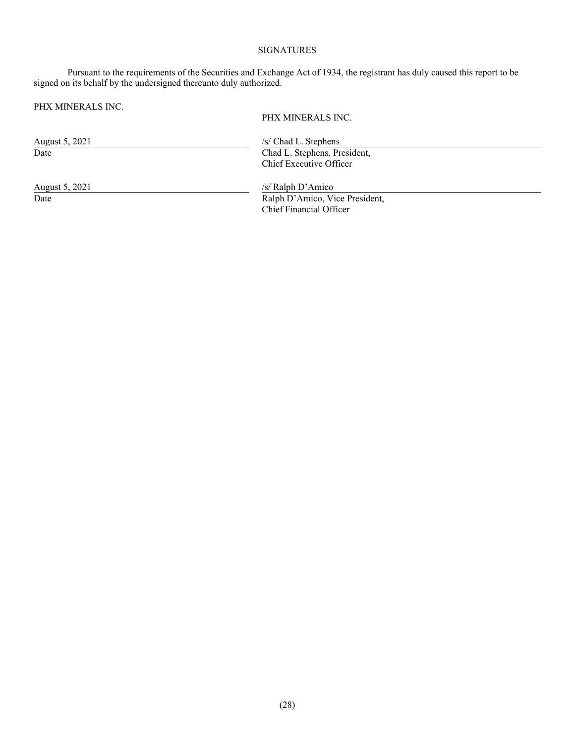SIGNATURES

Pursuant to the requirements of the Securities and Exchange Act of 1934, the registrant has duly caused this report to be signed on its behalf by the undersigned thereunto duly authorized.

PHX MINERALS INC.

PHX MINERALS INC.

| | |
|---|---|
| August 5, 2021 | /s/ Chad L. Stephens |
| Date | Chad L. Stephens, President, Chief Executive Officer |
| August 5, 2021 | /s/ Ralph D'Amico |
| Date | Ralph D'Amico, Vice President, Chief Financial Officer |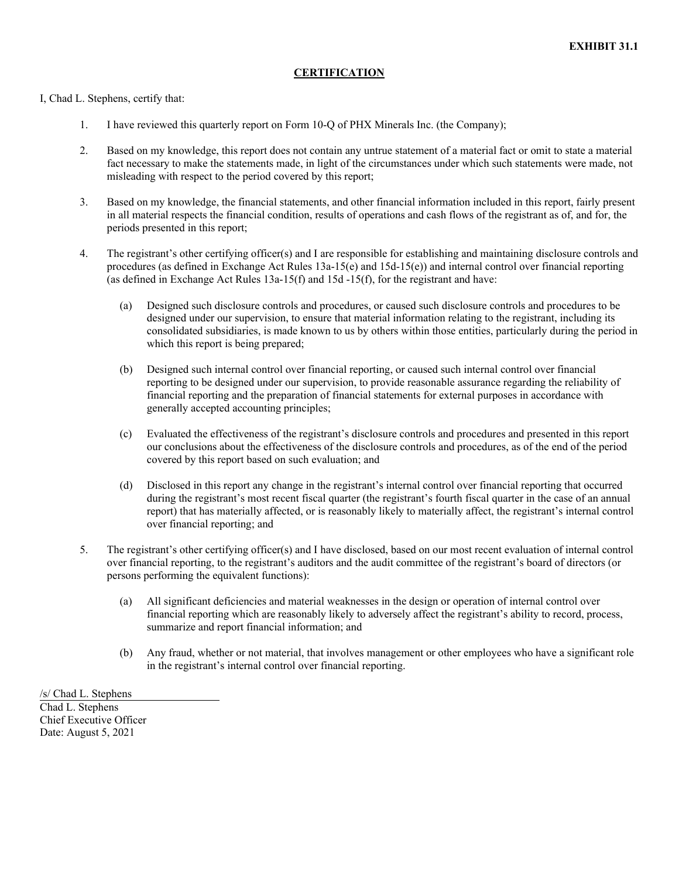**EXHIBIT 31.1**

**CERTIFICATION**

I, Chad L. Stephens, certify that:

1. I have reviewed this quarterly report on Form 10-Q of PHX Minerals Inc. (the Company);

2. Based on my knowledge, this report does not contain any untrue statement of a material fact or omit to state a material fact necessary to make the statements made, in light of the circumstances under which such statements were made, not misleading with respect to the period covered by this report;

3. Based on my knowledge, the financial statements, and other financial information included in this report, fairly present in all material respects the financial condition, results of operations and cash flows of the registrant as of, and for, the periods presented in this report;

4. The registrant's other certifying officer(s) and I are responsible for establishing and maintaining disclosure controls and procedures (as defined in Exchange Act Rules 13a-15(e) and 15d-15(e)) and internal control over financial reporting (as defined in Exchange Act Rules 13a-15(f) and 15d -15(f), for the registrant and have:

   (a) Designed such disclosure controls and procedures, or caused such disclosure controls and procedures to be designed under our supervision, to ensure that material information relating to the registrant, including its consolidated subsidiaries, is made known to us by others within those entities, particularly during the period in which this report is being prepared;

   (b) Designed such internal control over financial reporting, or caused such internal control over financial reporting to be designed under our supervision, to provide reasonable assurance regarding the reliability of financial reporting and the preparation of financial statements for external purposes in accordance with generally accepted accounting principles;

   (c) Evaluated the effectiveness of the registrant's disclosure controls and procedures and presented in this report our conclusions about the effectiveness of the disclosure controls and procedures, as of the end of the period covered by this report based on such evaluation; and

   (d) Disclosed in this report any change in the registrant's internal control over financial reporting that occurred during the registrant's most recent fiscal quarter (the registrant's fourth fiscal quarter in the case of an annual report) that has materially affected, or is reasonably likely to materially affect, the registrant's internal control over financial reporting; and

5. The registrant's other certifying officer(s) and I have disclosed, based on our most recent evaluation of internal control over financial reporting, to the registrant's auditors and the audit committee of the registrant's board of directors (or persons performing the equivalent functions):

   (a) All significant deficiencies and material weaknesses in the design or operation of internal control over financial reporting which are reasonably likely to adversely affect the registrant's ability to record, process, summarize and report financial information; and

   (b) Any fraud, whether or not material, that involves management or other employees who have a significant role in the registrant's internal control over financial reporting.

/s/ Chad L. Stephens
Chad L. Stephens
Chief Executive Officer
Date: August 5, 2021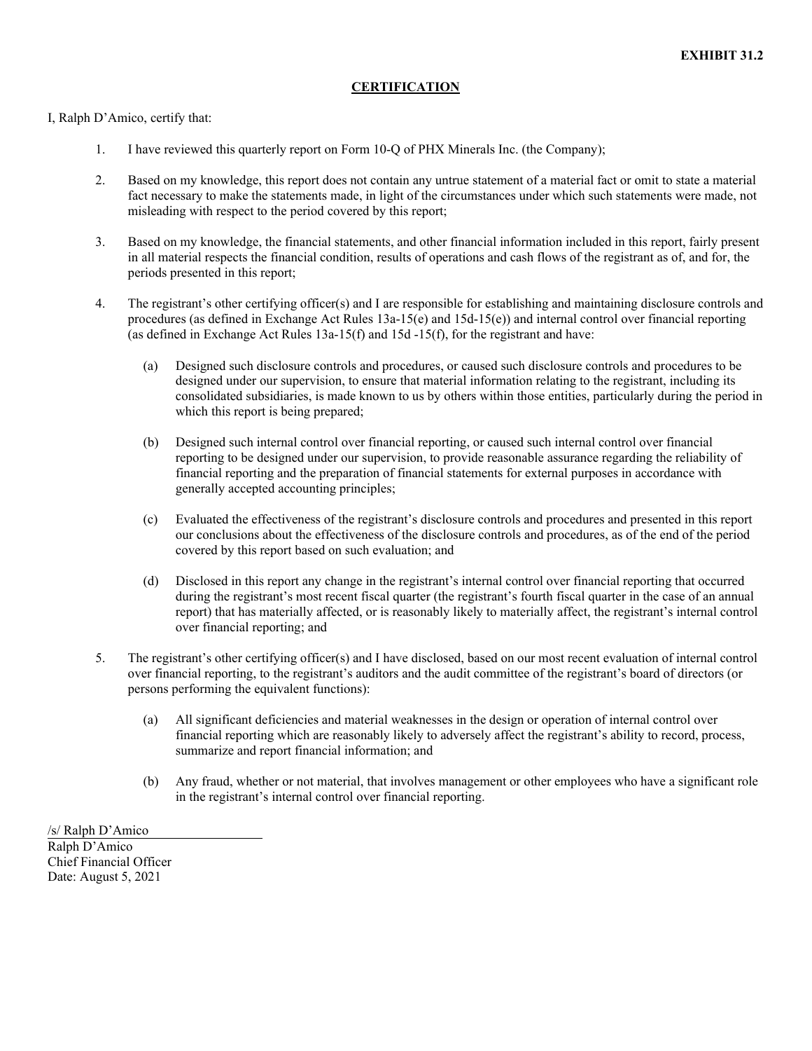**EXHIBIT 31.2**

**CERTIFICATION**

I, Ralph D'Amico, certify that:

1. I have reviewed this quarterly report on Form 10-Q of PHX Minerals Inc. (the Company);

2. Based on my knowledge, this report does not contain any untrue statement of a material fact or omit to state a material fact necessary to make the statements made, in light of the circumstances under which such statements were made, not misleading with respect to the period covered by this report;

3. Based on my knowledge, the financial statements, and other financial information included in this report, fairly present in all material respects the financial condition, results of operations and cash flows of the registrant as of, and for, the periods presented in this report;

4. The registrant's other certifying officer(s) and I are responsible for establishing and maintaining disclosure controls and procedures (as defined in Exchange Act Rules 13a-15(e) and 15d-15(e)) and internal control over financial reporting (as defined in Exchange Act Rules 13a-15(f) and 15d -15(f), for the registrant and have:

   (a) Designed such disclosure controls and procedures, or caused such disclosure controls and procedures to be designed under our supervision, to ensure that material information relating to the registrant, including its consolidated subsidiaries, is made known to us by others within those entities, particularly during the period in which this report is being prepared;

   (b) Designed such internal control over financial reporting, or caused such internal control over financial reporting to be designed under our supervision, to provide reasonable assurance regarding the reliability of financial reporting and the preparation of financial statements for external purposes in accordance with generally accepted accounting principles;

   (c) Evaluated the effectiveness of the registrant's disclosure controls and procedures and presented in this report our conclusions about the effectiveness of the disclosure controls and procedures, as of the end of the period covered by this report based on such evaluation; and

   (d) Disclosed in this report any change in the registrant's internal control over financial reporting that occurred during the registrant's most recent fiscal quarter (the registrant's fourth fiscal quarter in the case of an annual report) that has materially affected, or is reasonably likely to materially affect, the registrant's internal control over financial reporting; and

5. The registrant's other certifying officer(s) and I have disclosed, based on our most recent evaluation of internal control over financial reporting, to the registrant's auditors and the audit committee of the registrant's board of directors (or persons performing the equivalent functions):

   (a) All significant deficiencies and material weaknesses in the design or operation of internal control over financial reporting which are reasonably likely to adversely affect the registrant's ability to record, process, summarize and report financial information; and

   (b) Any fraud, whether or not material, that involves management or other employees who have a significant role in the registrant's internal control over financial reporting.

/s/ Ralph D'Amico
Ralph D'Amico
Chief Financial Officer
Date: August 5, 2021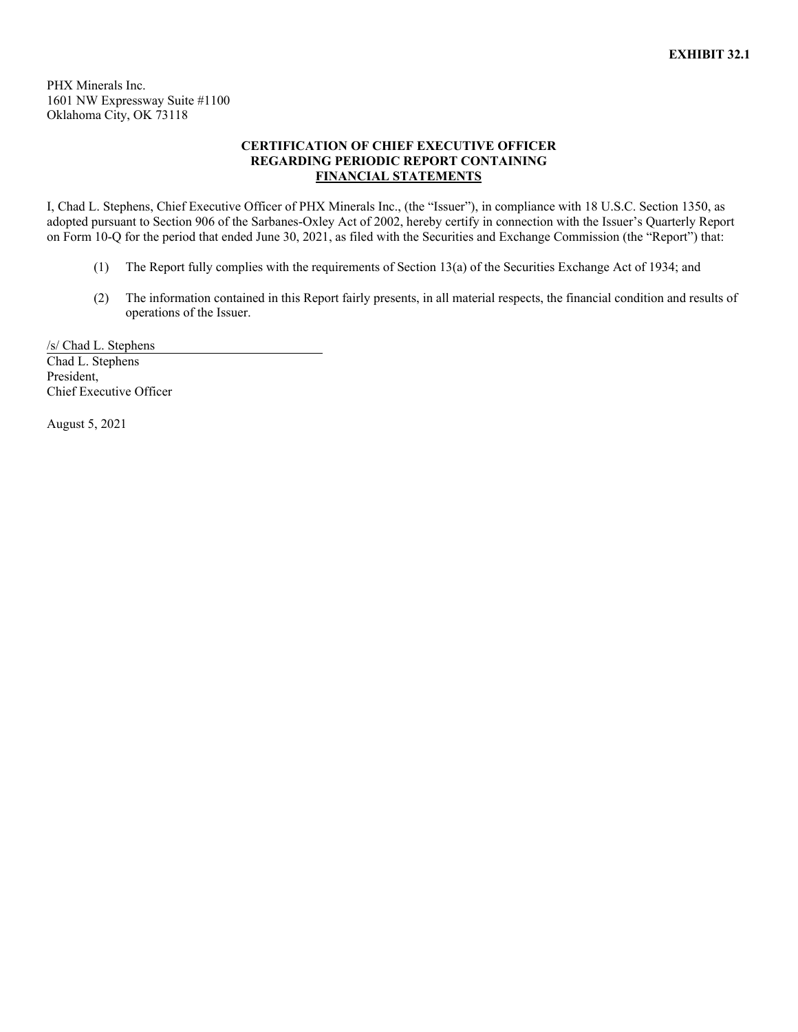**EXHIBIT 32.1**

PHX Minerals Inc.
1601 NW Expressway Suite #1100
Oklahoma City, OK 73118

**CERTIFICATION OF CHIEF EXECUTIVE OFFICER**
**REGARDING PERIODIC REPORT CONTAINING**
**FINANCIAL STATEMENTS**

I, Chad L. Stephens, Chief Executive Officer of PHX Minerals Inc., (the "Issuer"), in compliance with 18 U.S.C. Section 1350, as adopted pursuant to Section 906 of the Sarbanes-Oxley Act of 2002, hereby certify in connection with the Issuer's Quarterly Report on Form 10-Q for the period that ended June 30, 2021, as filed with the Securities and Exchange Commission (the "Report") that:

(1) The Report fully complies with the requirements of Section 13(a) of the Securities Exchange Act of 1934; and

(2) The information contained in this Report fairly presents, in all material respects, the financial condition and results of operations of the Issuer.

/s/ Chad L. Stephens
Chad L. Stephens
President,
Chief Executive Officer

August 5, 2021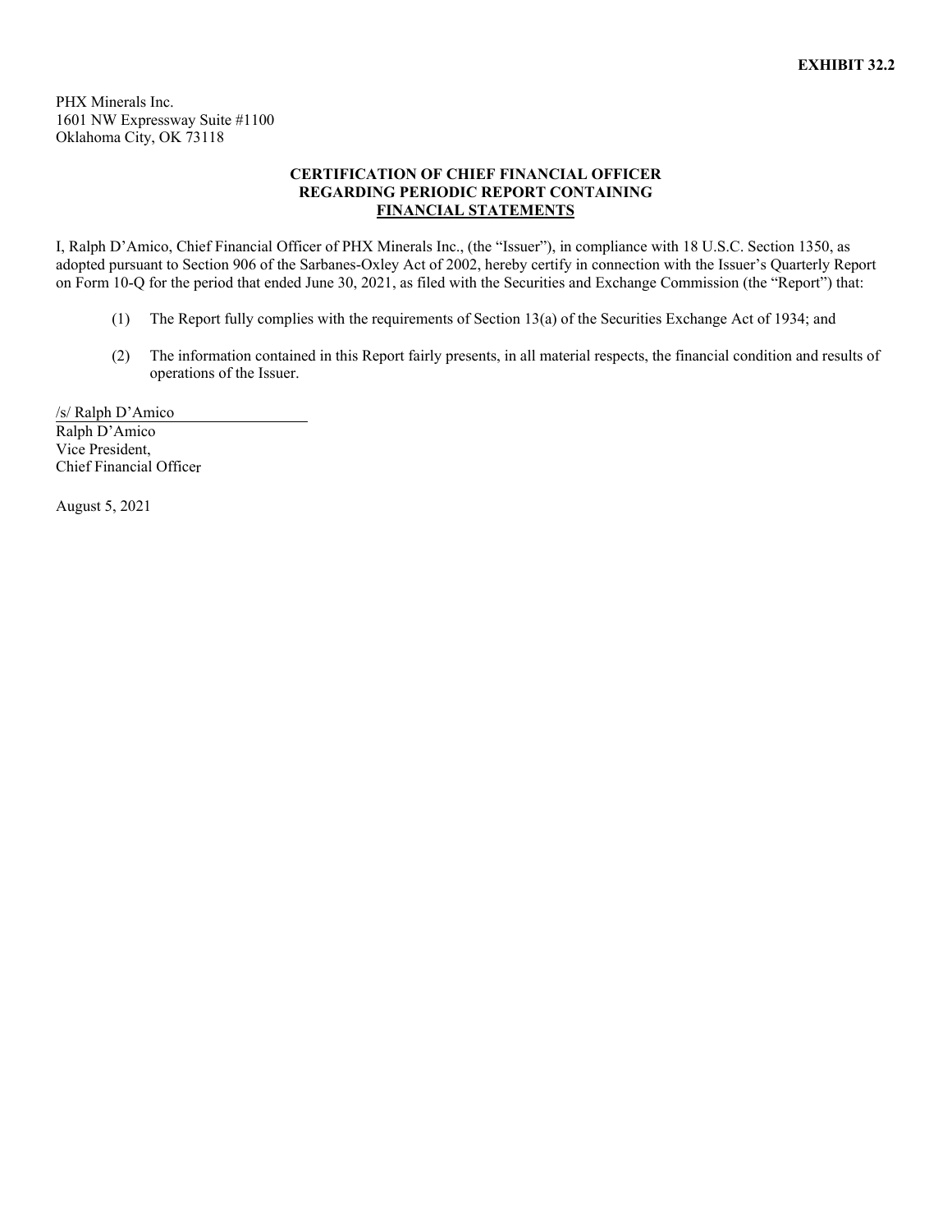**EXHIBIT 32.2**

PHX Minerals Inc.
1601 NW Expressway Suite #1100
Oklahoma City, OK 73118

**CERTIFICATION OF CHIEF FINANCIAL OFFICER**
**REGARDING PERIODIC REPORT CONTAINING**
**FINANCIAL STATEMENTS**

I, Ralph D'Amico, Chief Financial Officer of PHX Minerals Inc., (the "Issuer"), in compliance with 18 U.S.C. Section 1350, as adopted pursuant to Section 906 of the Sarbanes-Oxley Act of 2002, hereby certify in connection with the Issuer's Quarterly Report on Form 10-Q for the period that ended June 30, 2021, as filed with the Securities and Exchange Commission (the "Report") that:

(1) The Report fully complies with the requirements of Section 13(a) of the Securities Exchange Act of 1934; and

(2) The information contained in this Report fairly presents, in all material respects, the financial condition and results of operations of the Issuer.

/s/ Ralph D'Amico
Ralph D'Amico
Vice President,
Chief Financial Officer

August 5, 2021